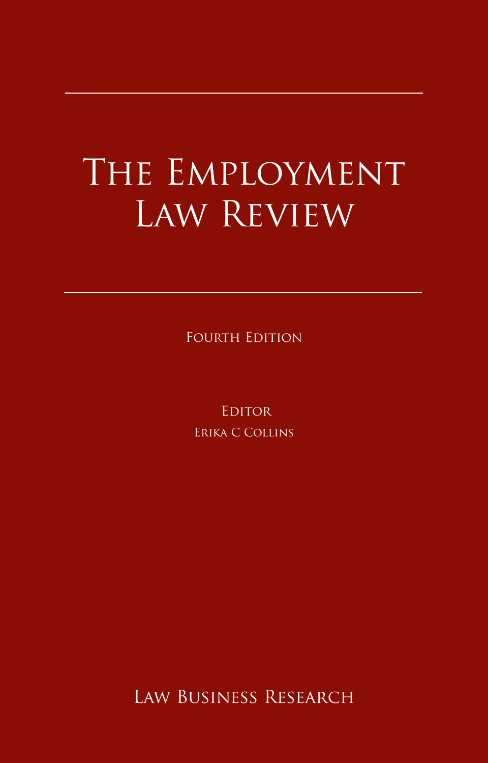# The Employment Law Review

Fourth Edition

Editor
Erika C Collins

Law Business Research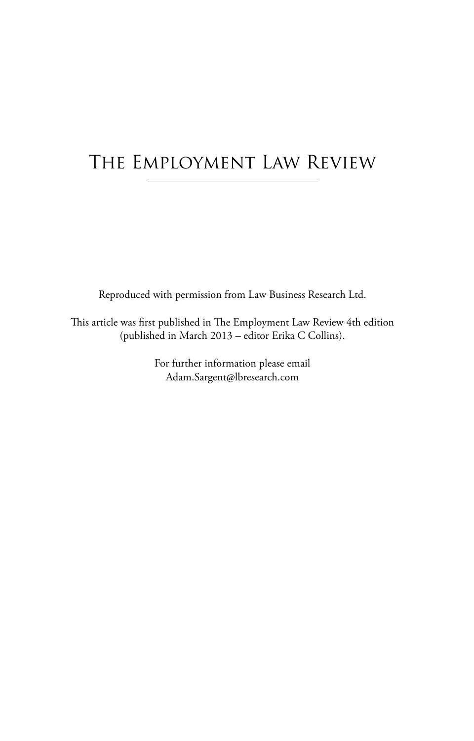# The Employment Law Review

Reproduced with permission from Law Business Research Ltd.

This article was first published in The Employment Law Review 4th edition (published in March 2013 – editor Erika C Collins).

For further information please email Adam.Sargent@lbresearch.com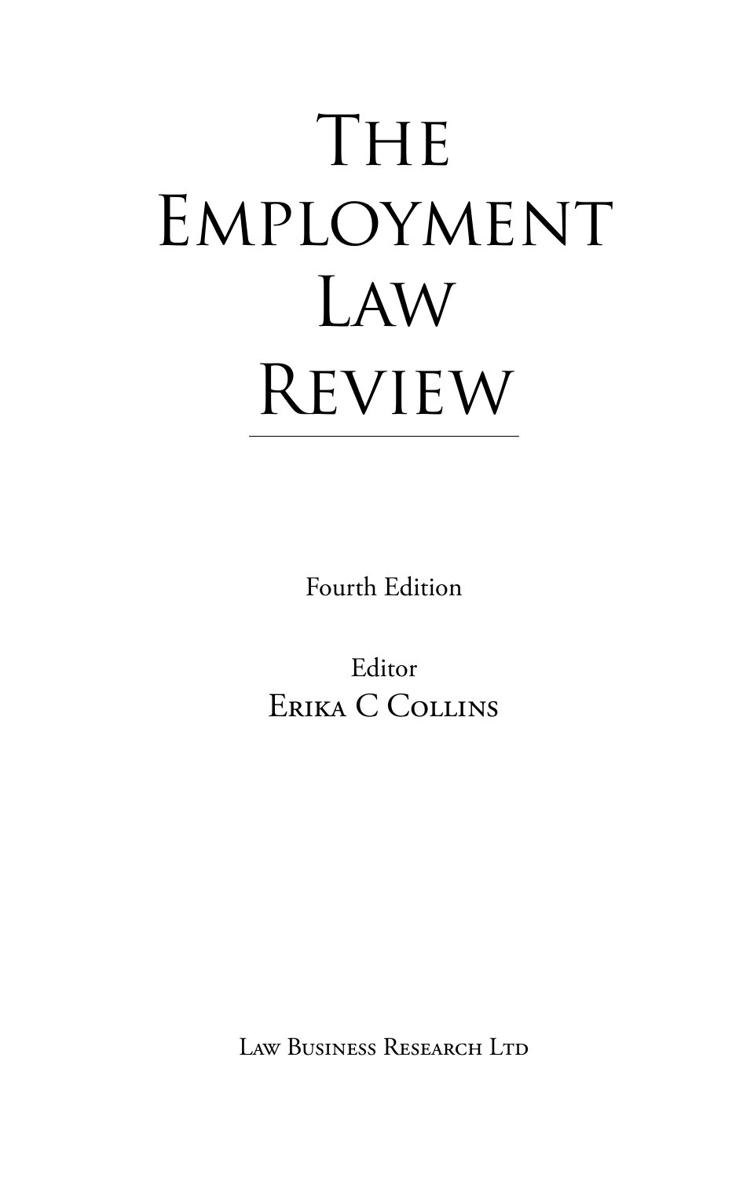# The Employment Law Review

Fourth Edition

Editor
Erika C Collins

Law Business Research Ltd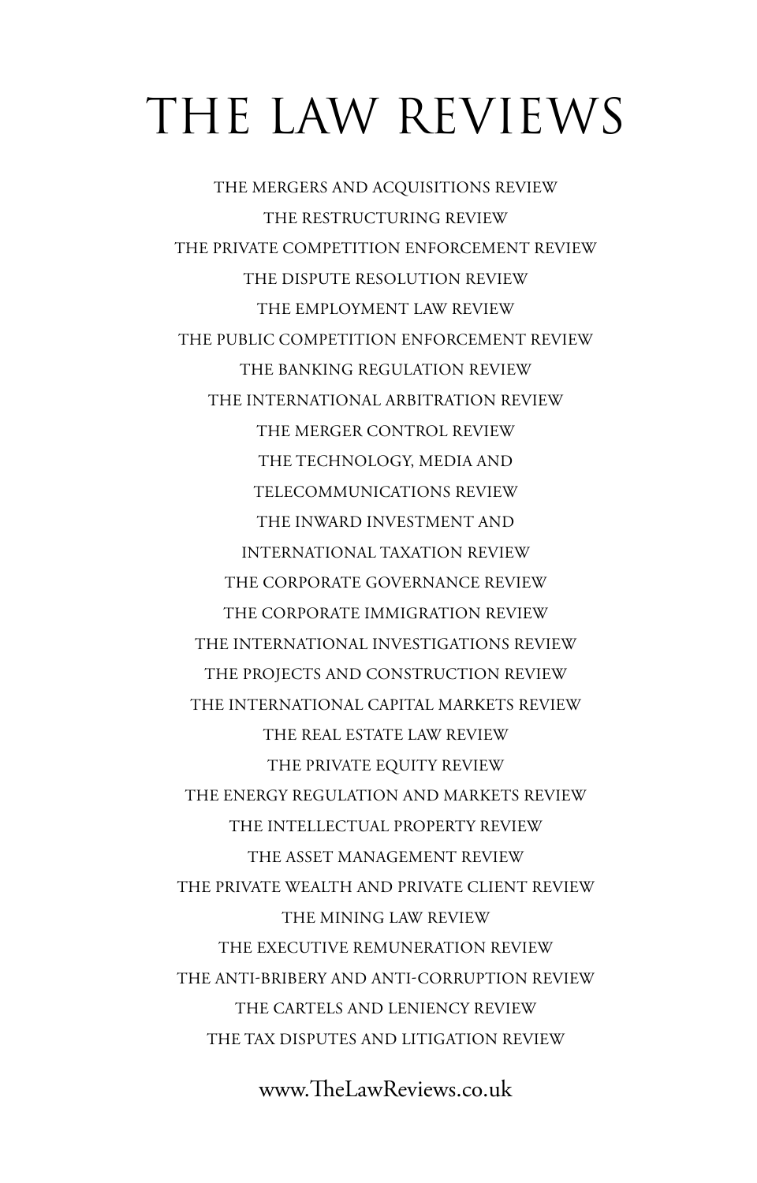# THE LAW REVIEWS

THE MERGERS AND ACQUISITIONS REVIEW

THE RESTRUCTURING REVIEW

THE PRIVATE COMPETITION ENFORCEMENT REVIEW

THE DISPUTE RESOLUTION REVIEW

THE EMPLOYMENT LAW REVIEW

THE PUBLIC COMPETITION ENFORCEMENT REVIEW

THE BANKING REGULATION REVIEW

THE INTERNATIONAL ARBITRATION REVIEW

THE MERGER CONTROL REVIEW

THE TECHNOLOGY, MEDIA AND TELECOMMUNICATIONS REVIEW

THE INWARD INVESTMENT AND INTERNATIONAL TAXATION REVIEW

THE CORPORATE GOVERNANCE REVIEW

THE CORPORATE IMMIGRATION REVIEW

THE INTERNATIONAL INVESTIGATIONS REVIEW

THE PROJECTS AND CONSTRUCTION REVIEW

THE INTERNATIONAL CAPITAL MARKETS REVIEW

THE REAL ESTATE LAW REVIEW

THE PRIVATE EQUITY REVIEW

THE ENERGY REGULATION AND MARKETS REVIEW

THE INTELLECTUAL PROPERTY REVIEW

THE ASSET MANAGEMENT REVIEW

THE PRIVATE WEALTH AND PRIVATE CLIENT REVIEW

THE MINING LAW REVIEW

THE EXECUTIVE REMUNERATION REVIEW

THE ANTI-BRIBERY AND ANTI-CORRUPTION REVIEW

THE CARTELS AND LENIENCY REVIEW

THE TAX DISPUTES AND LITIGATION REVIEW

www.TheLawReviews.co.uk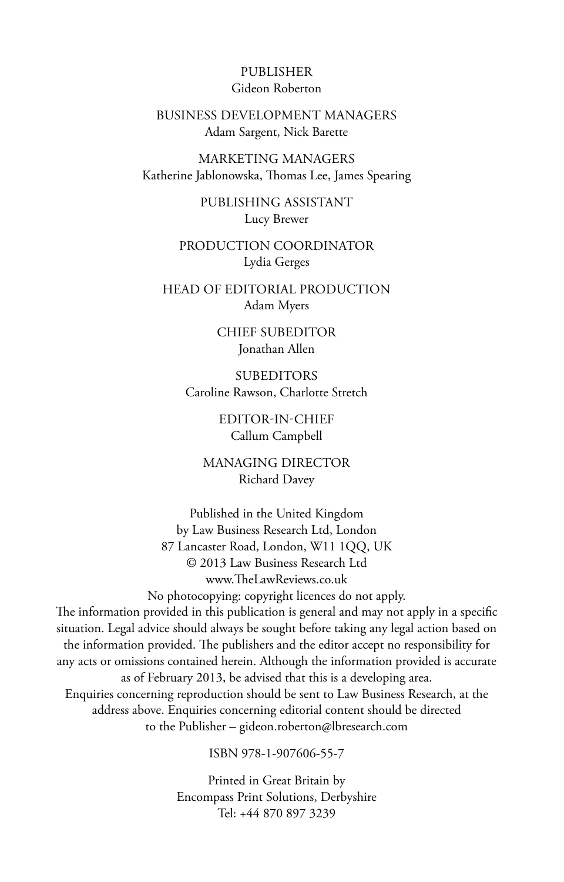PUBLISHER
Gideon Roberton

BUSINESS DEVELOPMENT MANAGERS
Adam Sargent, Nick Barette

MARKETING MANAGERS
Katherine Jablonowska, Thomas Lee, James Spearing

PUBLISHING ASSISTANT
Lucy Brewer

PRODUCTION COORDINATOR
Lydia Gerges

HEAD OF EDITORIAL PRODUCTION
Adam Myers

CHIEF SUBEDITOR
Jonathan Allen

SUBEDITORS
Caroline Rawson, Charlotte Stretch

EDITOR-IN-CHIEF
Callum Campbell

MANAGING DIRECTOR
Richard Davey

Published in the United Kingdom
by Law Business Research Ltd, London
87 Lancaster Road, London, W11 1QQ, UK
© 2013 Law Business Research Ltd
www.TheLawReviews.co.uk
No photocopying: copyright licences do not apply.
The information provided in this publication is general and may not apply in a specific situation. Legal advice should always be sought before taking any legal action based on the information provided. The publishers and the editor accept no responsibility for any acts or omissions contained herein. Although the information provided is accurate as of February 2013, be advised that this is a developing area.
Enquiries concerning reproduction should be sent to Law Business Research, at the address above. Enquiries concerning editorial content should be directed to the Publisher – gideon.roberton@lbresearch.com

ISBN 978-1-907606-55-7

Printed in Great Britain by
Encompass Print Solutions, Derbyshire
Tel: +44 870 897 3239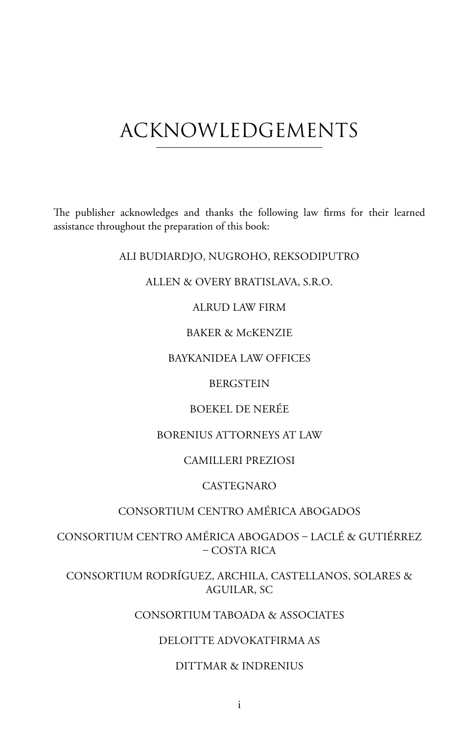# ACKNOWLEDGEMENTS

The publisher acknowledges and thanks the following law firms for their learned assistance throughout the preparation of this book:

ALI BUDIARDJO, NUGROHO, REKSODIPUTRO

ALLEN & OVERY BRATISLAVA, S.R.O.

ALRUD LAW FIRM

BAKER & McKENZIE

BAYKANIDEA LAW OFFICES

BERGSTEIN

BOEKEL DE NERÉE

BORENIUS ATTORNEYS AT LAW

CAMILLERI PREZIOSI

CASTEGNARO

CONSORTIUM CENTRO AMÉRICA ABOGADOS

CONSORTIUM CENTRO AMÉRICA ABOGADOS – LACLÉ & GUTIÉRREZ – COSTA RICA

CONSORTIUM RODRÍGUEZ, ARCHILA, CASTELLANOS, SOLARES & AGUILAR, SC

CONSORTIUM TABOADA & ASSOCIATES

DELOITTE ADVOKATFIRMA AS

DITTMAR & INDRENIUS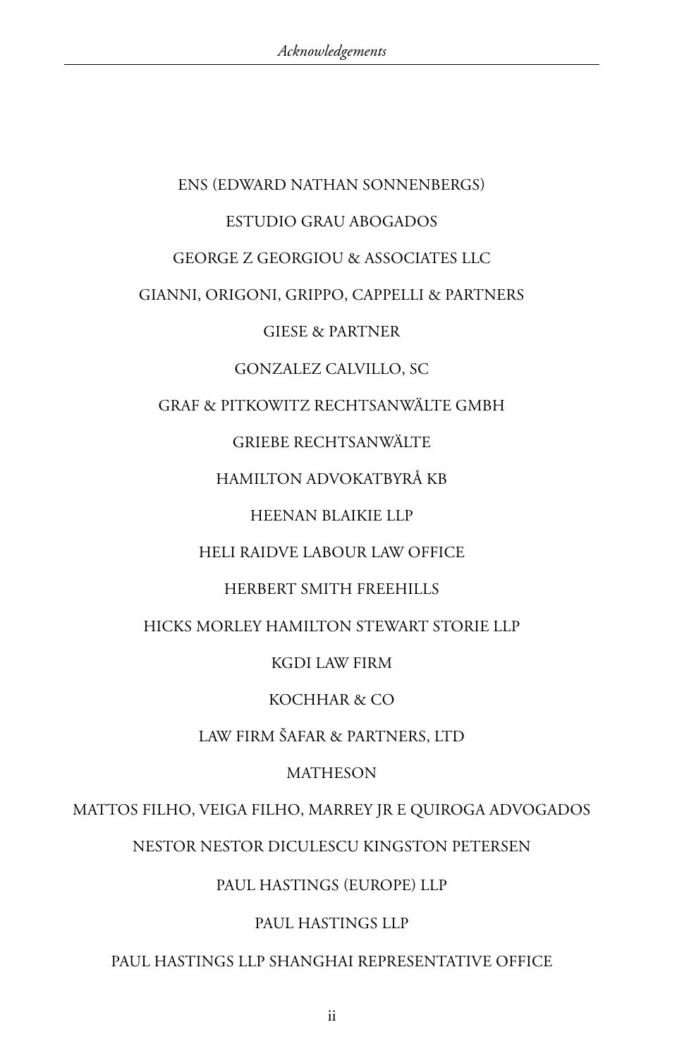ENS (EDWARD NATHAN SONNENBERGS)

ESTUDIO GRAU ABOGADOS

GEORGE Z GEORGIOU & ASSOCIATES LLC

GIANNI, ORIGONI, GRIPPO, CAPPELLI & PARTNERS

GIESE & PARTNER

GONZALEZ CALVILLO, SC

GRAF & PITKOWITZ RECHTSANWÄLTE GMBH

GRIEBE RECHTSANWÄLTE

HAMILTON ADVOKATBYRÅ KB

HEENAN BLAIKIE LLP

HELI RAIDVE LABOUR LAW OFFICE

HERBERT SMITH FREEHILLS

HICKS MORLEY HAMILTON STEWART STORIE LLP

KGDI LAW FIRM

KOCHHAR & CO

LAW FIRM ŠAFAR & PARTNERS, LTD

MATHESON

MATTOS FILHO, VEIGA FILHO, MARREY JR E QUIROGA ADVOGADOS

NESTOR NESTOR DICULESCU KINGSTON PETERSEN

PAUL HASTINGS (EUROPE) LLP

PAUL HASTINGS LLP

PAUL HASTINGS LLP SHANGHAI REPRESENTATIVE OFFICE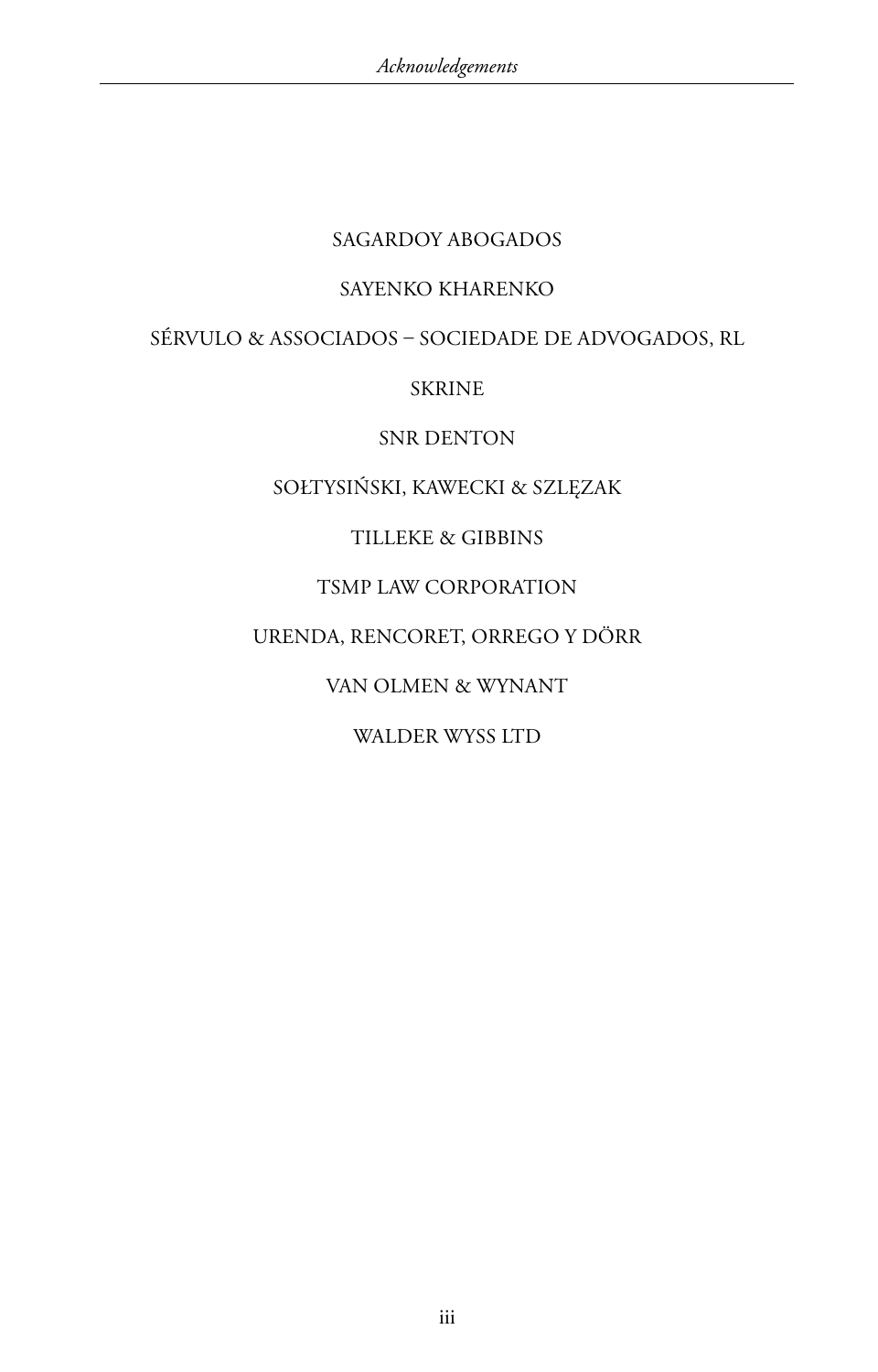SAGARDOY ABOGADOS

SAYENKO KHARENKO

SÉRVULO & ASSOCIADOS – SOCIEDADE DE ADVOGADOS, RL

SKRINE

SNR DENTON

SOŁTYSIŃSKI, KAWECKI & SZLĘZAK

TILLEKE & GIBBINS

TSMP LAW CORPORATION

URENDA, RENCORET, ORREGO Y DÖRR

VAN OLMEN & WYNANT

WALDER WYSS LTD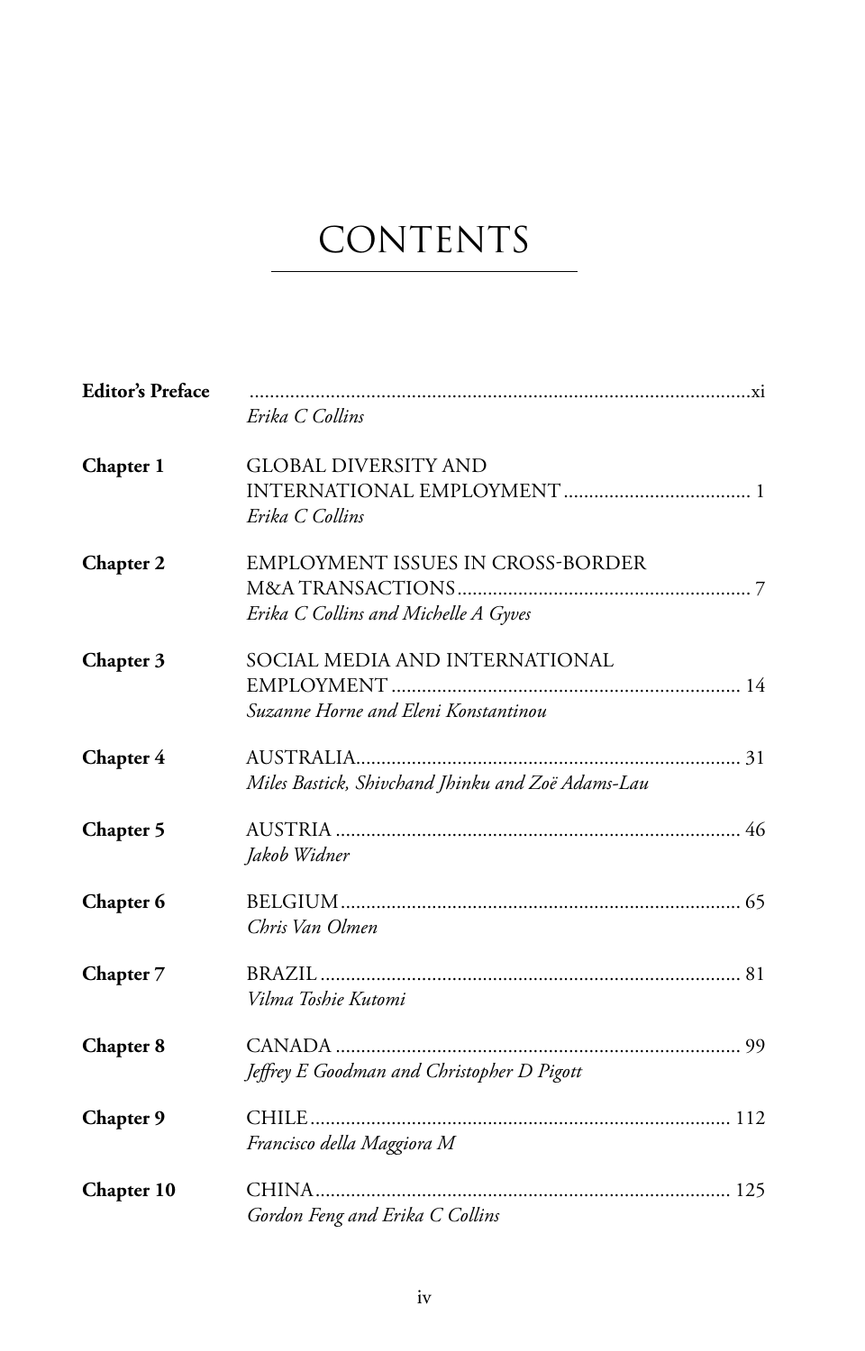# CONTENTS

**Editor's Preface** ...xi
*Erika C Collins*

**Chapter 1** GLOBAL DIVERSITY AND INTERNATIONAL EMPLOYMENT ... 1
*Erika C Collins*

**Chapter 2** EMPLOYMENT ISSUES IN CROSS-BORDER M&A TRANSACTIONS ... 7
*Erika C Collins and Michelle A Gyves*

**Chapter 3** SOCIAL MEDIA AND INTERNATIONAL EMPLOYMENT ... 14
*Suzanne Horne and Eleni Konstantinou*

**Chapter 4** AUSTRALIA ... 31
*Miles Bastick, Shivchand Jhinku and Zoë Adams-Lau*

**Chapter 5** AUSTRIA ... 46
*Jakob Widner*

**Chapter 6** BELGIUM ... 65
*Chris Van Olmen*

**Chapter 7** BRAZIL ... 81
*Vilma Toshie Kutomi*

**Chapter 8** CANADA ... 99
*Jeffrey E Goodman and Christopher D Pigott*

**Chapter 9** CHILE ... 112
*Francisco della Maggiora M*

**Chapter 10** CHINA ... 125
*Gordon Feng and Erika C Collins*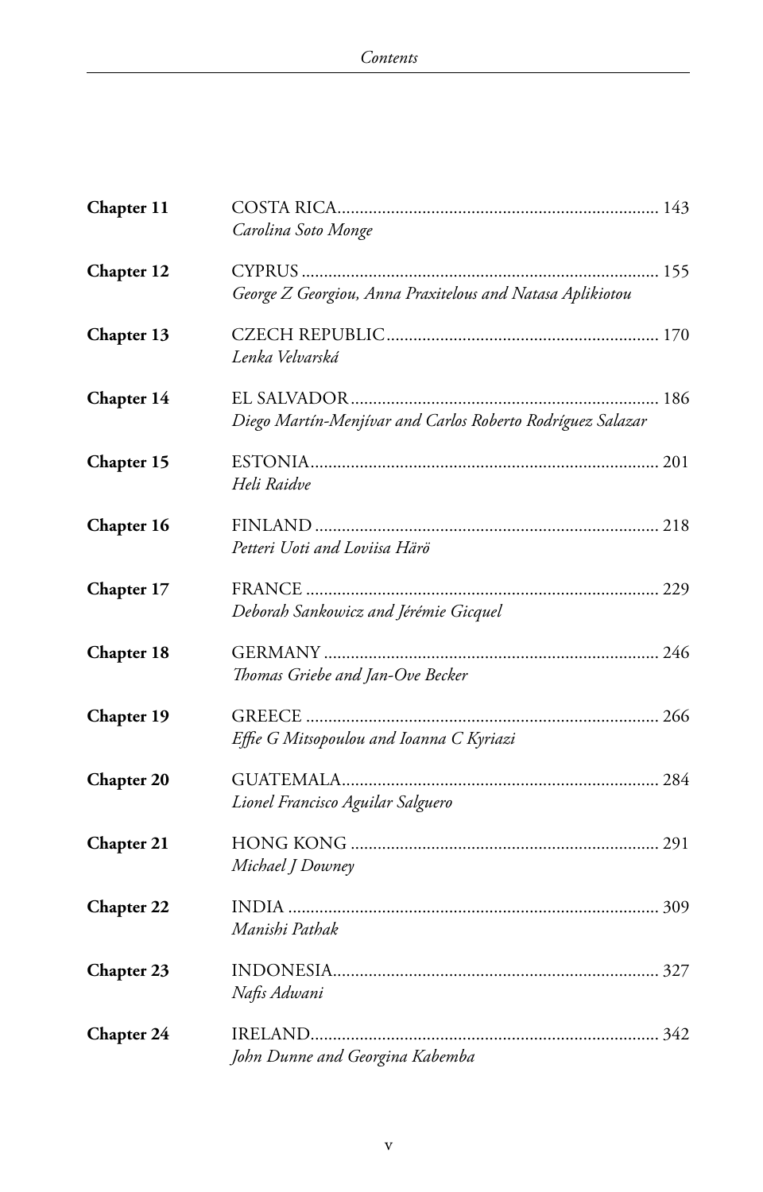**Chapter 11** COSTA RICA........................................................................ 143
*Carolina Soto Monge*

**Chapter 12** CYPRUS ................................................................................ 155
*George Z Georgiou, Anna Praxitelous and Natasa Aplikiotou*

**Chapter 13** CZECH REPUBLIC............................................................. 170
*Lenka Velvarská*

**Chapter 14** EL SALVADOR.................................................................... 186
*Diego Martín-Menjívar and Carlos Roberto Rodríguez Salazar*

**Chapter 15** ESTONIA............................................................................. 201
*Heli Raidve*

**Chapter 16** FINLAND ............................................................................ 218
*Petteri Uoti and Loviisa Härö*

**Chapter 17** FRANCE .............................................................................. 229
*Deborah Sankowicz and Jérémie Gicquel*

**Chapter 18** GERMANY .......................................................................... 246
*Thomas Griebe and Jan-Ove Becker*

**Chapter 19** GREECE .............................................................................. 266
*Effie G Mitsopoulou and Ioanna C Kyriazi*

**Chapter 20** GUATEMALA...................................................................... 284
*Lionel Francisco Aguilar Salguero*

**Chapter 21** HONG KONG .................................................................... 291
*Michael J Downey*

**Chapter 22** INDIA .................................................................................. 309
*Manishi Pathak*

**Chapter 23** INDONESIA........................................................................ 327
*Nafis Adwani*

**Chapter 24** IRELAND............................................................................. 342
*John Dunne and Georgina Kabemba*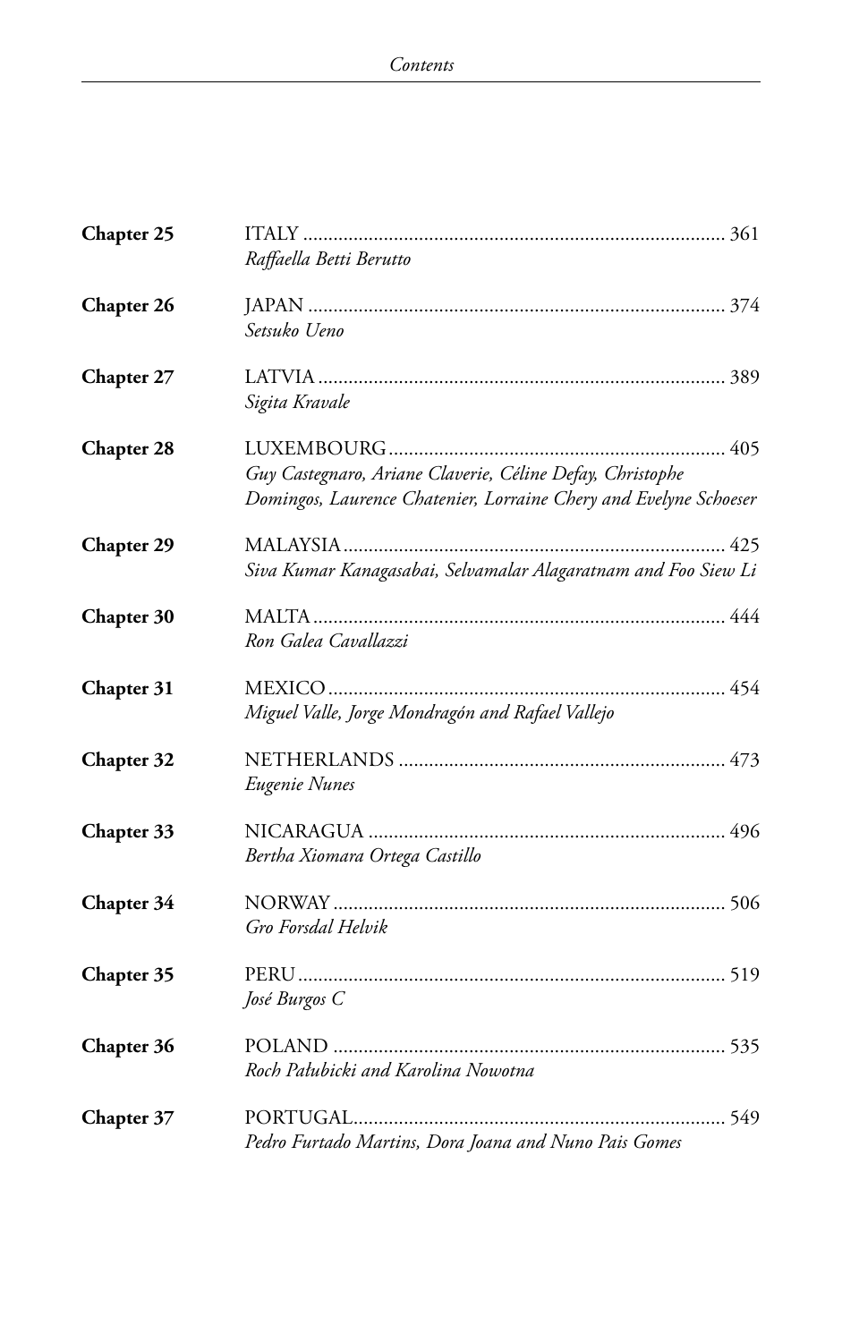| | | |
|---|---|---|
| **Chapter 25** | ITALY<br>*Raffaella Betti Berutto* | 361 |
| **Chapter 26** | JAPAN<br>*Setsuko Ueno* | 374 |
| **Chapter 27** | LATVIA<br>*Sigita Kravale* | 389 |
| **Chapter 28** | LUXEMBOURG<br>*Guy Castegnaro, Ariane Claverie, Céline Defay, Christophe Domingos, Laurence Chatenier, Lorraine Chery and Evelyne Schoeser* | 405 |
| **Chapter 29** | MALAYSIA<br>*Siva Kumar Kanagasabai, Selvamalar Alagaratnam and Foo Siew Li* | 425 |
| **Chapter 30** | MALTA<br>*Ron Galea Cavallazzi* | 444 |
| **Chapter 31** | MEXICO<br>*Miguel Valle, Jorge Mondragón and Rafael Vallejo* | 454 |
| **Chapter 32** | NETHERLANDS<br>*Eugenie Nunes* | 473 |
| **Chapter 33** | NICARAGUA<br>*Bertha Xiomara Ortega Castillo* | 496 |
| **Chapter 34** | NORWAY<br>*Gro Forsdal Helvik* | 506 |
| **Chapter 35** | PERU<br>*José Burgos C* | 519 |
| **Chapter 36** | POLAND<br>*Roch Pałubicki and Karolina Nowotna* | 535 |
| **Chapter 37** | PORTUGAL<br>*Pedro Furtado Martins, Dora Joana and Nuno Pais Gomes* | 549 |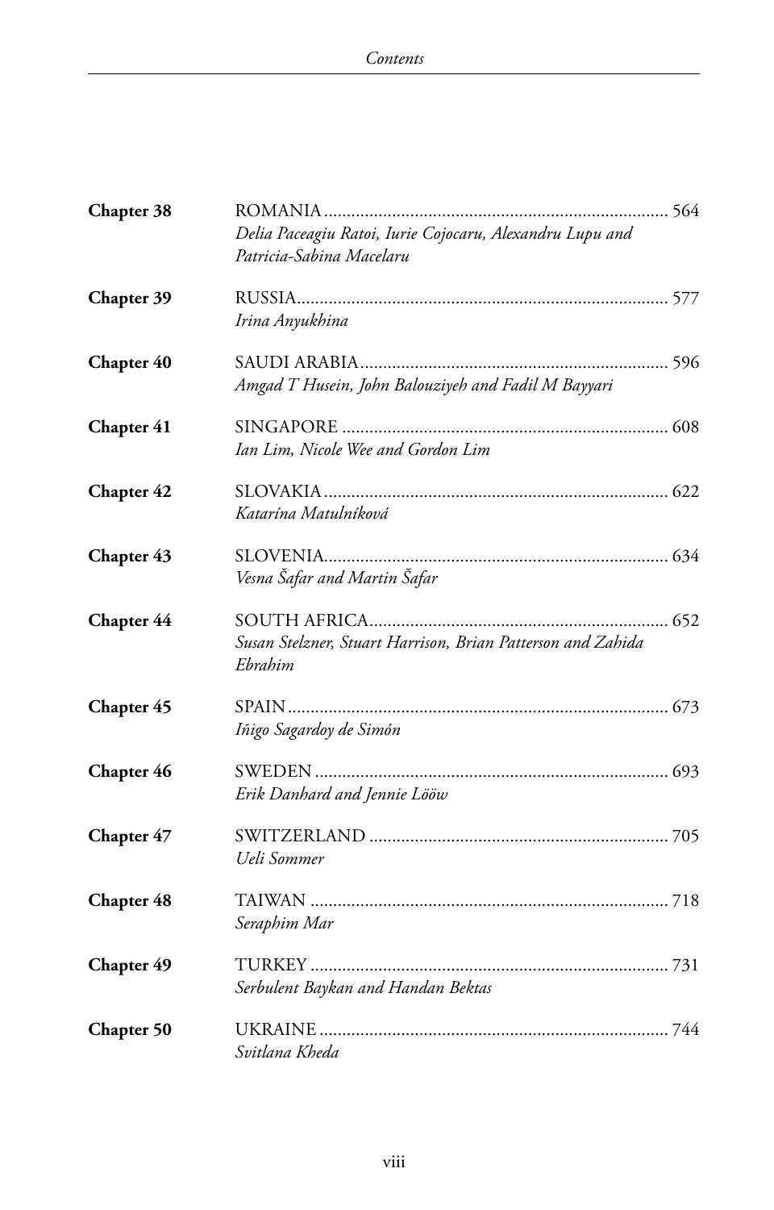| | | |
|---|---|---|
| **Chapter 38** | ROMANIA<br>*Delia Paceagiu Ratoi, Iurie Cojocaru, Alexandru Lupu and Patricia-Sabina Macelaru* | 564 |
| **Chapter 39** | RUSSIA<br>*Irina Anyukhina* | 577 |
| **Chapter 40** | SAUDI ARABIA<br>*Amgad T Husein, John Balouziyeh and Fadil M Bayyari* | 596 |
| **Chapter 41** | SINGAPORE<br>*Ian Lim, Nicole Wee and Gordon Lim* | 608 |
| **Chapter 42** | SLOVAKIA<br>*Katarína Matulníková* | 622 |
| **Chapter 43** | SLOVENIA<br>*Vesna Šafar and Martin Šafar* | 634 |
| **Chapter 44** | SOUTH AFRICA<br>*Susan Stelzner, Stuart Harrison, Brian Patterson and Zahida Ebrahim* | 652 |
| **Chapter 45** | SPAIN<br>*Iñigo Sagardoy de Simón* | 673 |
| **Chapter 46** | SWEDEN<br>*Erik Danhard and Jennie Lööw* | 693 |
| **Chapter 47** | SWITZERLAND<br>*Ueli Sommer* | 705 |
| **Chapter 48** | TAIWAN<br>*Seraphim Mar* | 718 |
| **Chapter 49** | TURKEY<br>*Serbulent Baykan and Handan Bektas* | 731 |
| **Chapter 50** | UKRAINE<br>*Svitlana Kheda* | 744 |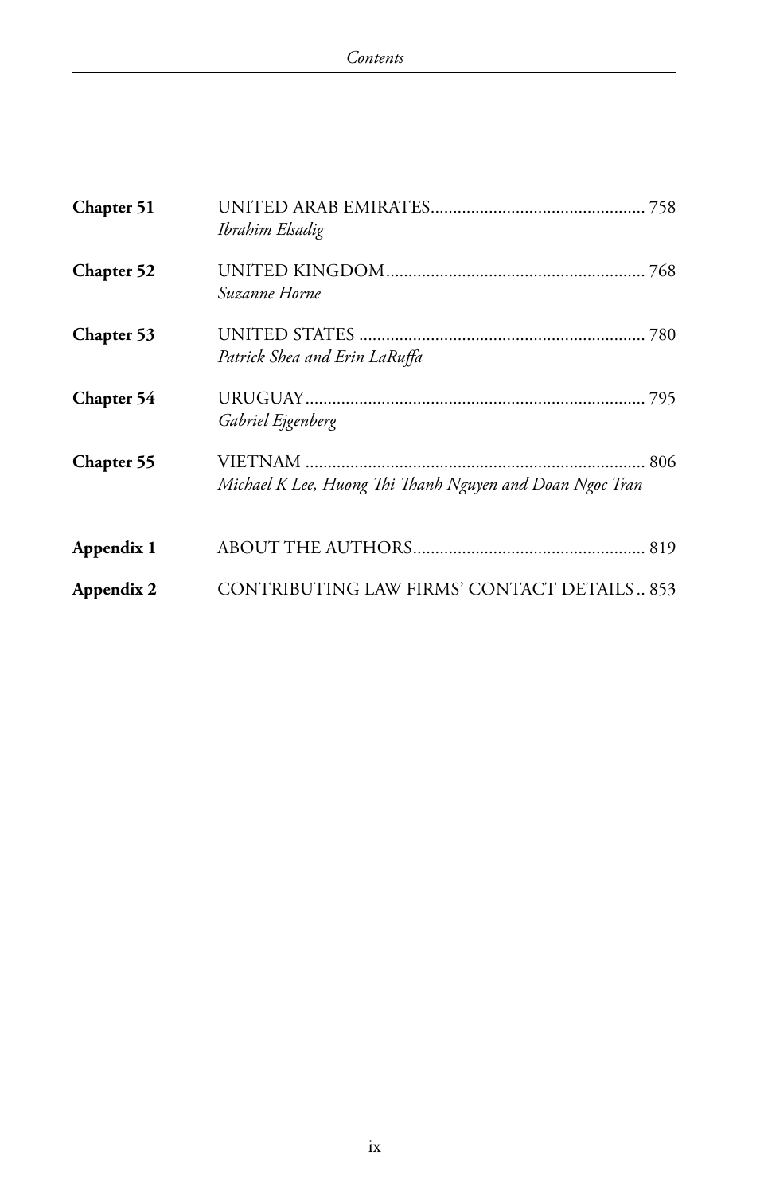| | | |
|---|---|---|
| **Chapter 51** | UNITED ARAB EMIRATES<br>*Ibrahim Elsadig* | 758 |
| **Chapter 52** | UNITED KINGDOM<br>*Suzanne Horne* | 768 |
| **Chapter 53** | UNITED STATES<br>*Patrick Shea and Erin LaRuffa* | 780 |
| **Chapter 54** | URUGUAY<br>*Gabriel Ejgenberg* | 795 |
| **Chapter 55** | VIETNAM<br>*Michael K Lee, Huong Thi Thanh Nguyen and Doan Ngoc Tran* | 806 |
| **Appendix 1** | ABOUT THE AUTHORS | 819 |
| **Appendix 2** | CONTRIBUTING LAW FIRMS' CONTACT DETAILS | 853 |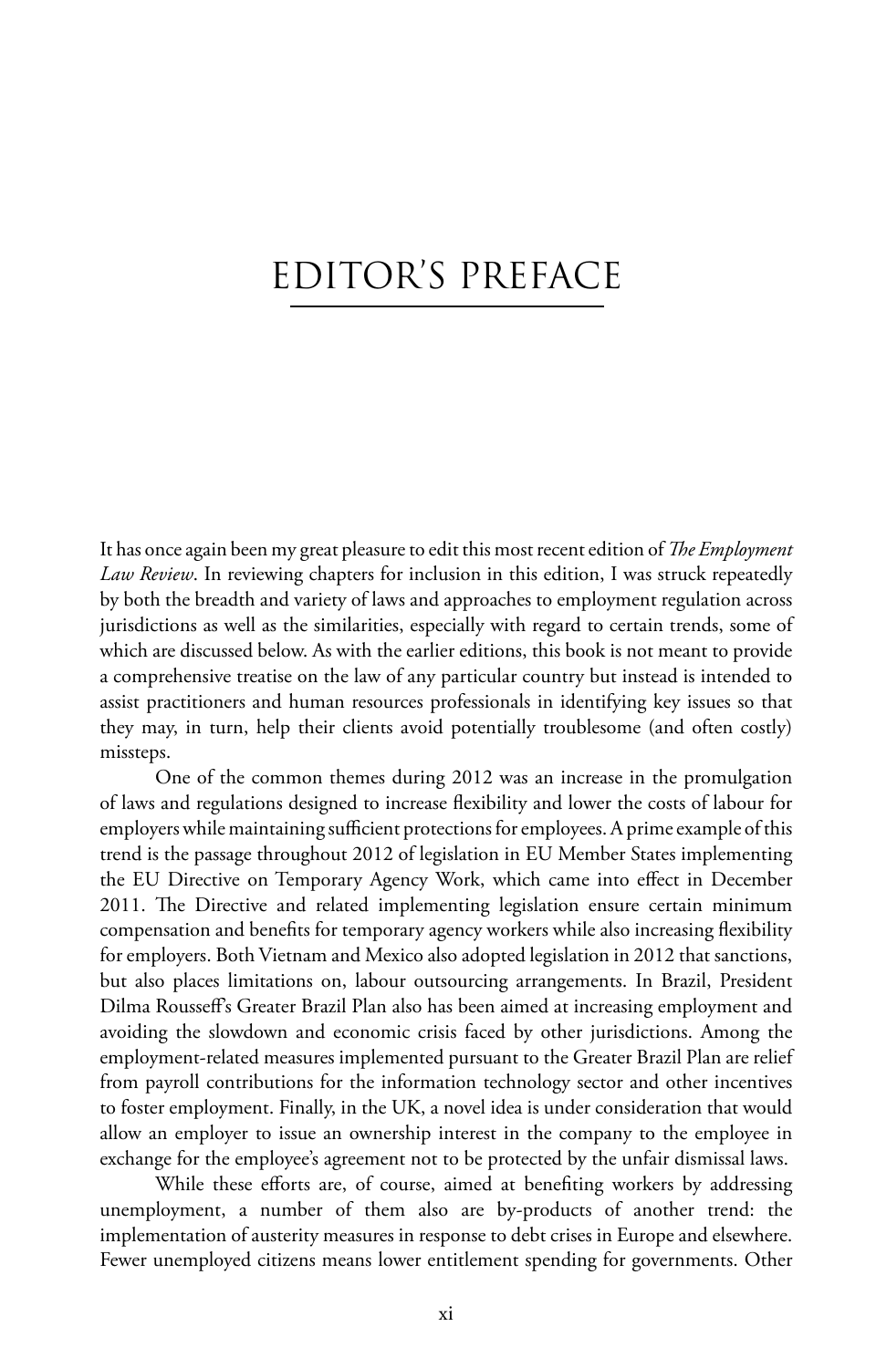# EDITOR'S PREFACE

It has once again been my great pleasure to edit this most recent edition of *The Employment Law Review*. In reviewing chapters for inclusion in this edition, I was struck repeatedly by both the breadth and variety of laws and approaches to employment regulation across jurisdictions as well as the similarities, especially with regard to certain trends, some of which are discussed below. As with the earlier editions, this book is not meant to provide a comprehensive treatise on the law of any particular country but instead is intended to assist practitioners and human resources professionals in identifying key issues so that they may, in turn, help their clients avoid potentially troublesome (and often costly) missteps.

One of the common themes during 2012 was an increase in the promulgation of laws and regulations designed to increase flexibility and lower the costs of labour for employers while maintaining sufficient protections for employees. A prime example of this trend is the passage throughout 2012 of legislation in EU Member States implementing the EU Directive on Temporary Agency Work, which came into effect in December 2011. The Directive and related implementing legislation ensure certain minimum compensation and benefits for temporary agency workers while also increasing flexibility for employers. Both Vietnam and Mexico also adopted legislation in 2012 that sanctions, but also places limitations on, labour outsourcing arrangements. In Brazil, President Dilma Rousseff's Greater Brazil Plan also has been aimed at increasing employment and avoiding the slowdown and economic crisis faced by other jurisdictions. Among the employment-related measures implemented pursuant to the Greater Brazil Plan are relief from payroll contributions for the information technology sector and other incentives to foster employment. Finally, in the UK, a novel idea is under consideration that would allow an employer to issue an ownership interest in the company to the employee in exchange for the employee's agreement not to be protected by the unfair dismissal laws.

While these efforts are, of course, aimed at benefiting workers by addressing unemployment, a number of them also are by-products of another trend: the implementation of austerity measures in response to debt crises in Europe and elsewhere. Fewer unemployed citizens means lower entitlement spending for governments. Other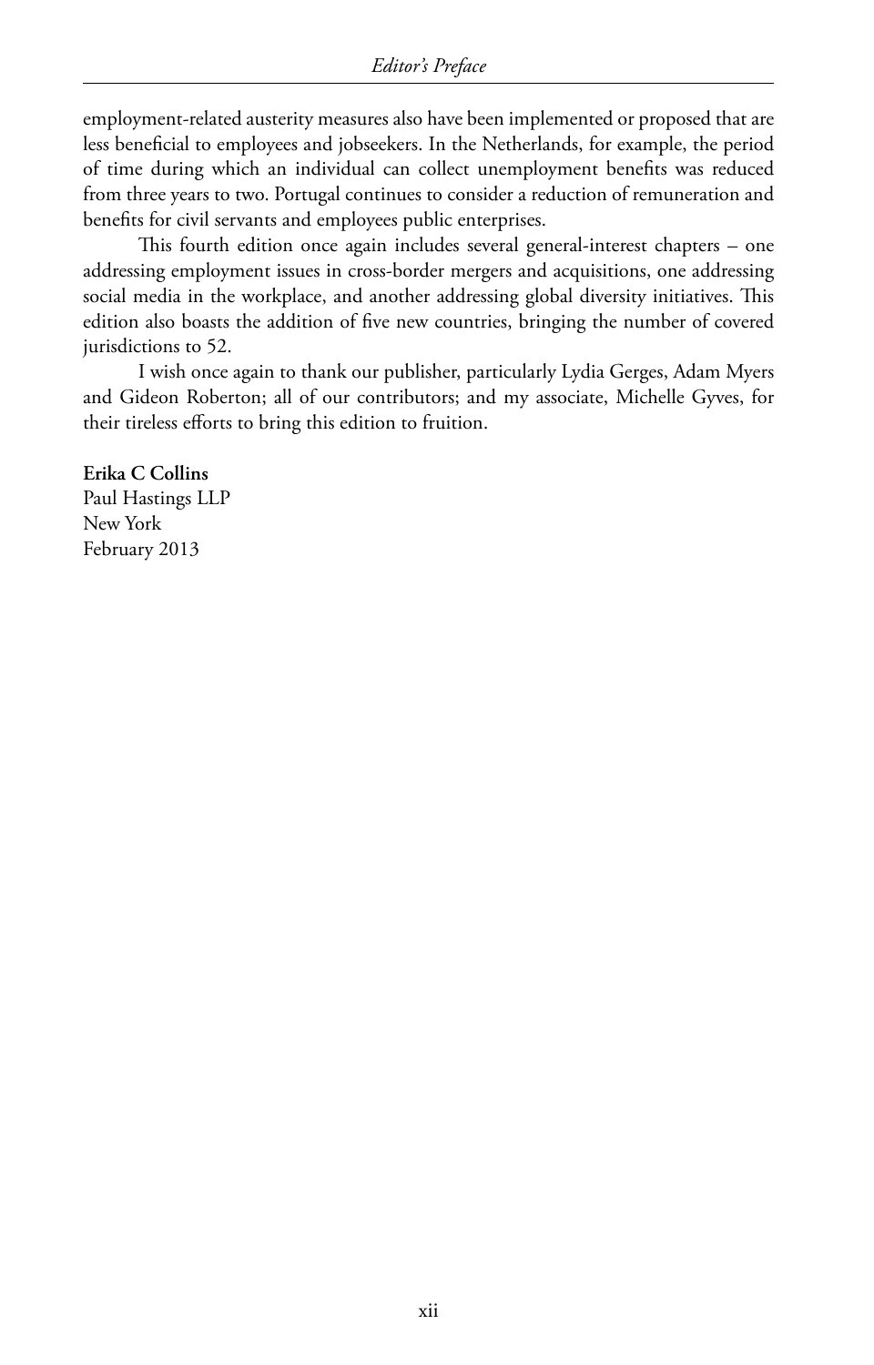employment-related austerity measures also have been implemented or proposed that are less beneficial to employees and jobseekers. In the Netherlands, for example, the period of time during which an individual can collect unemployment benefits was reduced from three years to two. Portugal continues to consider a reduction of remuneration and benefits for civil servants and employees public enterprises.

This fourth edition once again includes several general-interest chapters – one addressing employment issues in cross-border mergers and acquisitions, one addressing social media in the workplace, and another addressing global diversity initiatives. This edition also boasts the addition of five new countries, bringing the number of covered jurisdictions to 52.

I wish once again to thank our publisher, particularly Lydia Gerges, Adam Myers and Gideon Roberton; all of our contributors; and my associate, Michelle Gyves, for their tireless efforts to bring this edition to fruition.

**Erika C Collins**
Paul Hastings LLP
New York
February 2013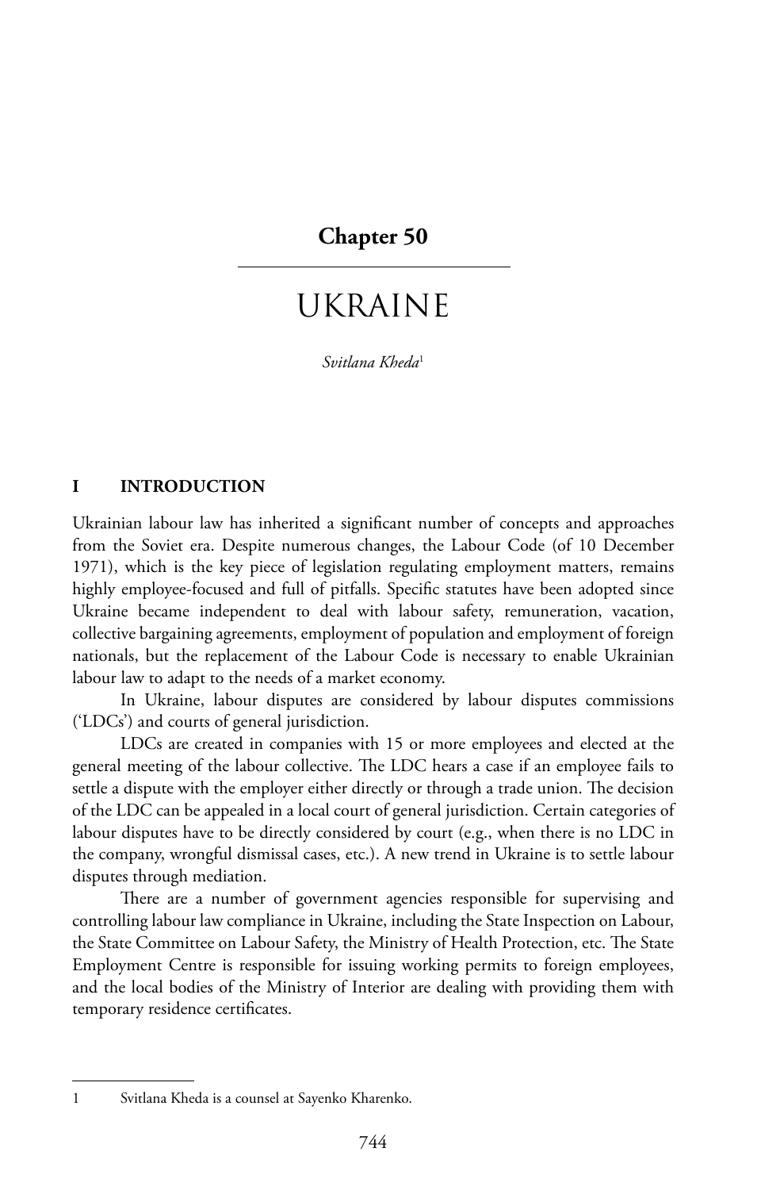# Chapter 50

# UKRAINE

*Svitlana Kheda*[1]

## I INTRODUCTION

Ukrainian labour law has inherited a significant number of concepts and approaches from the Soviet era. Despite numerous changes, the Labour Code (of 10 December 1971), which is the key piece of legislation regulating employment matters, remains highly employee-focused and full of pitfalls. Specific statutes have been adopted since Ukraine became independent to deal with labour safety, remuneration, vacation, collective bargaining agreements, employment of population and employment of foreign nationals, but the replacement of the Labour Code is necessary to enable Ukrainian labour law to adapt to the needs of a market economy.

In Ukraine, labour disputes are considered by labour disputes commissions ('LDCs') and courts of general jurisdiction.

LDCs are created in companies with 15 or more employees and elected at the general meeting of the labour collective. The LDC hears a case if an employee fails to settle a dispute with the employer either directly or through a trade union. The decision of the LDC can be appealed in a local court of general jurisdiction. Certain categories of labour disputes have to be directly considered by court (e.g., when there is no LDC in the company, wrongful dismissal cases, etc.). A new trend in Ukraine is to settle labour disputes through mediation.

There are a number of government agencies responsible for supervising and controlling labour law compliance in Ukraine, including the State Inspection on Labour, the State Committee on Labour Safety, the Ministry of Health Protection, etc. The State Employment Centre is responsible for issuing working permits to foreign employees, and the local bodies of the Ministry of Interior are dealing with providing them with temporary residence certificates.

---

1 Svitlana Kheda is a counsel at Sayenko Kharenko.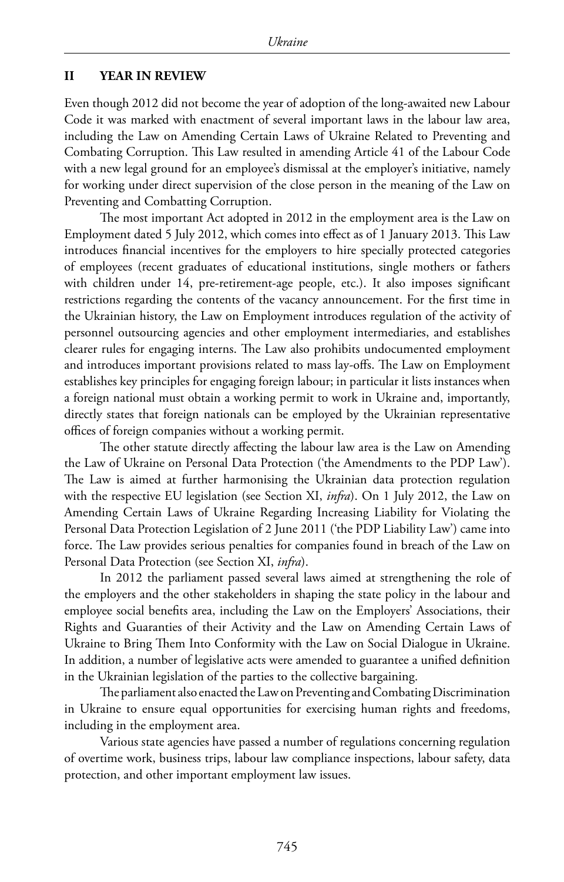## II YEAR IN REVIEW

Even though 2012 did not become the year of adoption of the long-awaited new Labour Code it was marked with enactment of several important laws in the labour law area, including the Law on Amending Certain Laws of Ukraine Related to Preventing and Combating Corruption. This Law resulted in amending Article 41 of the Labour Code with a new legal ground for an employee's dismissal at the employer's initiative, namely for working under direct supervision of the close person in the meaning of the Law on Preventing and Combatting Corruption.

The most important Act adopted in 2012 in the employment area is the Law on Employment dated 5 July 2012, which comes into effect as of 1 January 2013. This Law introduces financial incentives for the employers to hire specially protected categories of employees (recent graduates of educational institutions, single mothers or fathers with children under 14, pre-retirement-age people, etc.). It also imposes significant restrictions regarding the contents of the vacancy announcement. For the first time in the Ukrainian history, the Law on Employment introduces regulation of the activity of personnel outsourcing agencies and other employment intermediaries, and establishes clearer rules for engaging interns. The Law also prohibits undocumented employment and introduces important provisions related to mass lay-offs. The Law on Employment establishes key principles for engaging foreign labour; in particular it lists instances when a foreign national must obtain a working permit to work in Ukraine and, importantly, directly states that foreign nationals can be employed by the Ukrainian representative offices of foreign companies without a working permit.

The other statute directly affecting the labour law area is the Law on Amending the Law of Ukraine on Personal Data Protection ('the Amendments to the PDP Law'). The Law is aimed at further harmonising the Ukrainian data protection regulation with the respective EU legislation (see Section XI, *infra*). On 1 July 2012, the Law on Amending Certain Laws of Ukraine Regarding Increasing Liability for Violating the Personal Data Protection Legislation of 2 June 2011 ('the PDP Liability Law') came into force. The Law provides serious penalties for companies found in breach of the Law on Personal Data Protection (see Section XI, *infra*).

In 2012 the parliament passed several laws aimed at strengthening the role of the employers and the other stakeholders in shaping the state policy in the labour and employee social benefits area, including the Law on the Employers' Associations, their Rights and Guaranties of their Activity and the Law on Amending Certain Laws of Ukraine to Bring Them Into Conformity with the Law on Social Dialogue in Ukraine. In addition, a number of legislative acts were amended to guarantee a unified definition in the Ukrainian legislation of the parties to the collective bargaining.

The parliament also enacted the Law on Preventing and Combating Discrimination in Ukraine to ensure equal opportunities for exercising human rights and freedoms, including in the employment area.

Various state agencies have passed a number of regulations concerning regulation of overtime work, business trips, labour law compliance inspections, labour safety, data protection, and other important employment law issues.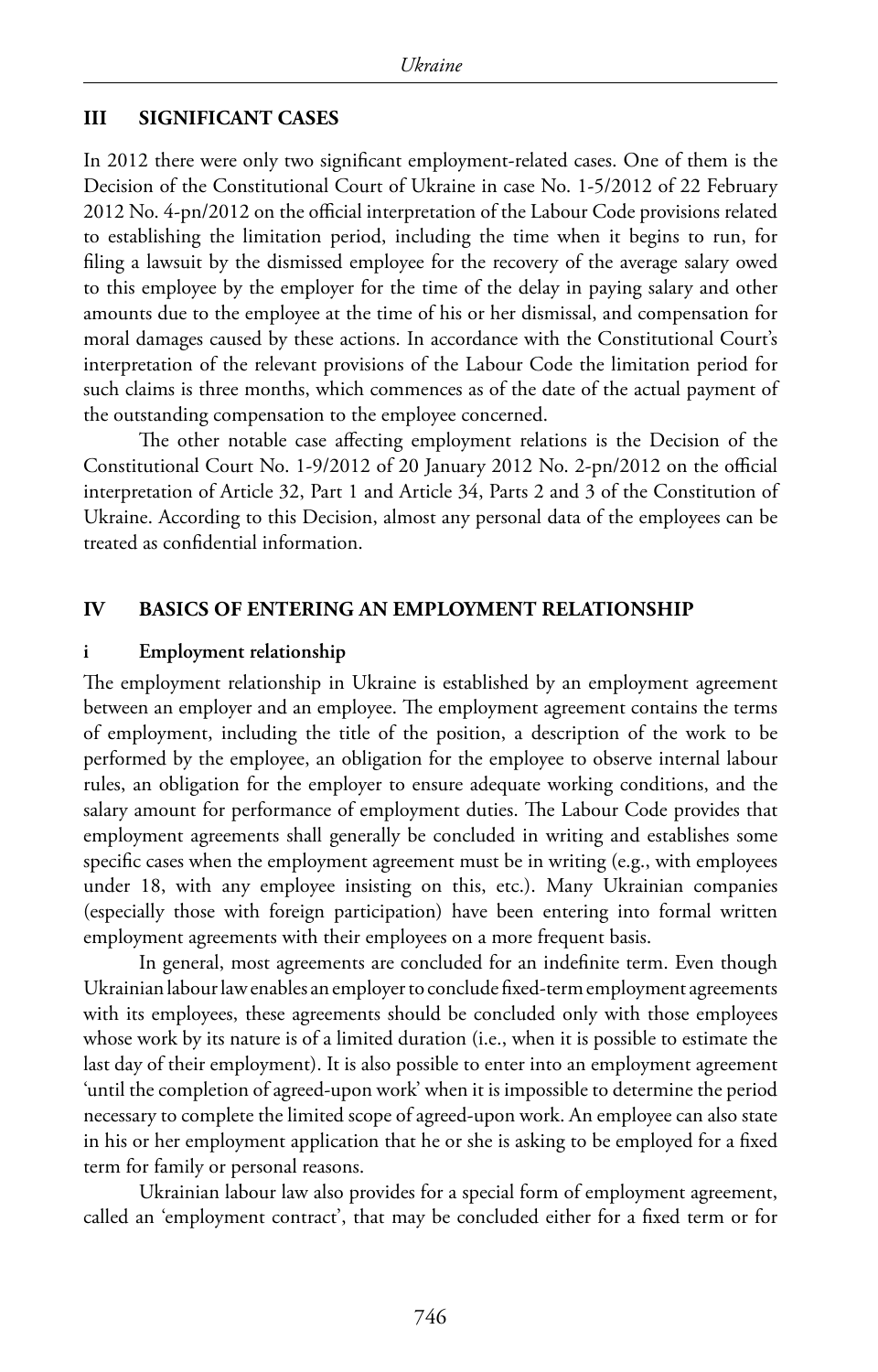## III SIGNIFICANT CASES

In 2012 there were only two significant employment-related cases. One of them is the Decision of the Constitutional Court of Ukraine in case No. 1-5/2012 of 22 February 2012 No. 4-pn/2012 on the official interpretation of the Labour Code provisions related to establishing the limitation period, including the time when it begins to run, for filing a lawsuit by the dismissed employee for the recovery of the average salary owed to this employee by the employer for the time of the delay in paying salary and other amounts due to the employee at the time of his or her dismissal, and compensation for moral damages caused by these actions. In accordance with the Constitutional Court's interpretation of the relevant provisions of the Labour Code the limitation period for such claims is three months, which commences as of the date of the actual payment of the outstanding compensation to the employee concerned.

The other notable case affecting employment relations is the Decision of the Constitutional Court No. 1-9/2012 of 20 January 2012 No. 2-pn/2012 on the official interpretation of Article 32, Part 1 and Article 34, Parts 2 and 3 of the Constitution of Ukraine. According to this Decision, almost any personal data of the employees can be treated as confidential information.

## IV BASICS OF ENTERING AN EMPLOYMENT RELATIONSHIP

### i Employment relationship

The employment relationship in Ukraine is established by an employment agreement between an employer and an employee. The employment agreement contains the terms of employment, including the title of the position, a description of the work to be performed by the employee, an obligation for the employee to observe internal labour rules, an obligation for the employer to ensure adequate working conditions, and the salary amount for performance of employment duties. The Labour Code provides that employment agreements shall generally be concluded in writing and establishes some specific cases when the employment agreement must be in writing (e.g., with employees under 18, with any employee insisting on this, etc.). Many Ukrainian companies (especially those with foreign participation) have been entering into formal written employment agreements with their employees on a more frequent basis.

In general, most agreements are concluded for an indefinite term. Even though Ukrainian labour law enables an employer to conclude fixed-term employment agreements with its employees, these agreements should be concluded only with those employees whose work by its nature is of a limited duration (i.e., when it is possible to estimate the last day of their employment). It is also possible to enter into an employment agreement 'until the completion of agreed-upon work' when it is impossible to determine the period necessary to complete the limited scope of agreed-upon work. An employee can also state in his or her employment application that he or she is asking to be employed for a fixed term for family or personal reasons.

Ukrainian labour law also provides for a special form of employment agreement, called an 'employment contract', that may be concluded either for a fixed term or for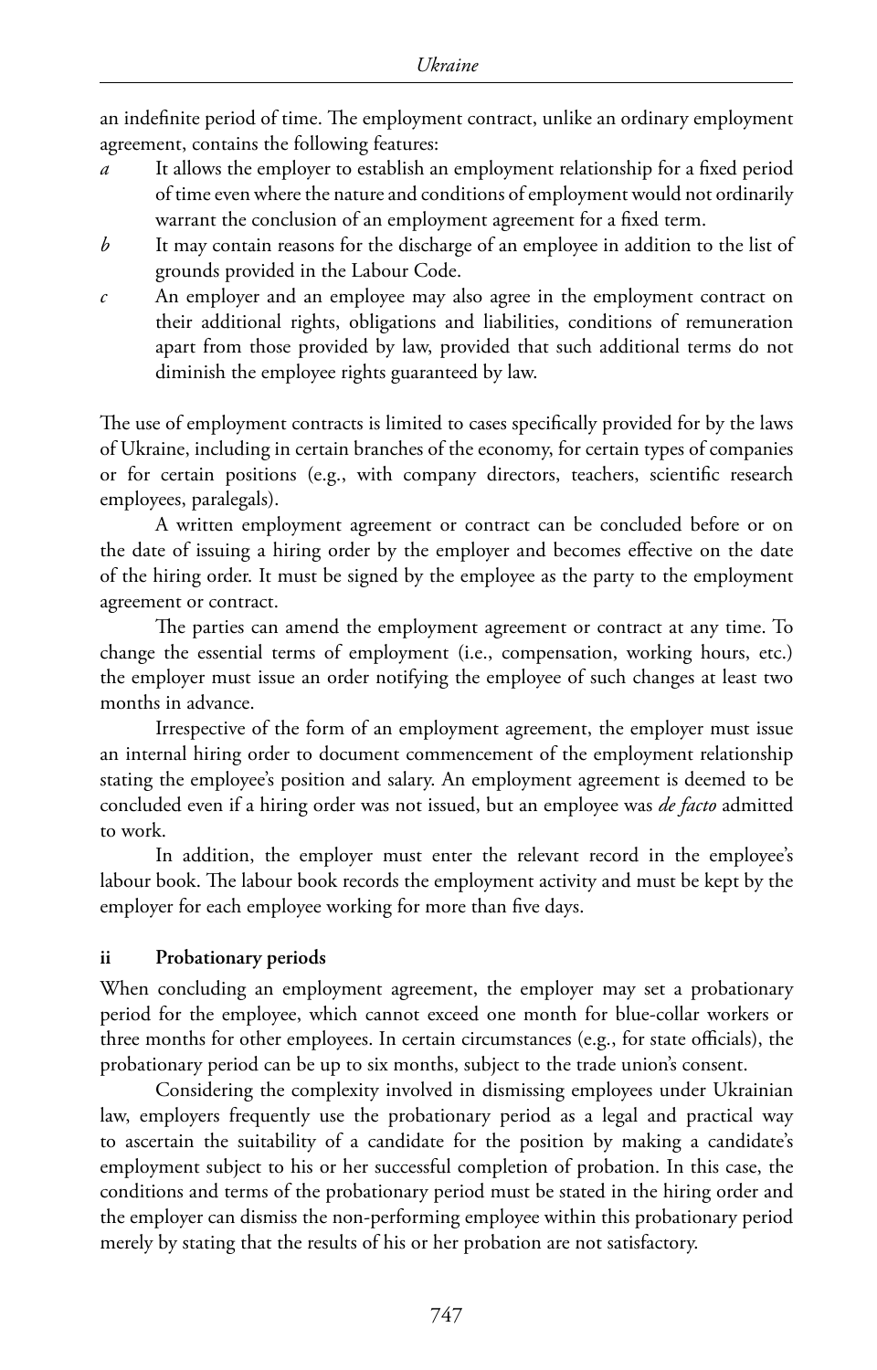an indefinite period of time. The employment contract, unlike an ordinary employment agreement, contains the following features:

*a* It allows the employer to establish an employment relationship for a fixed period of time even where the nature and conditions of employment would not ordinarily warrant the conclusion of an employment agreement for a fixed term.

*b* It may contain reasons for the discharge of an employee in addition to the list of grounds provided in the Labour Code.

*c* An employer and an employee may also agree in the employment contract on their additional rights, obligations and liabilities, conditions of remuneration apart from those provided by law, provided that such additional terms do not diminish the employee rights guaranteed by law.

The use of employment contracts is limited to cases specifically provided for by the laws of Ukraine, including in certain branches of the economy, for certain types of companies or for certain positions (e.g., with company directors, teachers, scientific research employees, paralegals).

A written employment agreement or contract can be concluded before or on the date of issuing a hiring order by the employer and becomes effective on the date of the hiring order. It must be signed by the employee as the party to the employment agreement or contract.

The parties can amend the employment agreement or contract at any time. To change the essential terms of employment (i.e., compensation, working hours, etc.) the employer must issue an order notifying the employee of such changes at least two months in advance.

Irrespective of the form of an employment agreement, the employer must issue an internal hiring order to document commencement of the employment relationship stating the employee's position and salary. An employment agreement is deemed to be concluded even if a hiring order was not issued, but an employee was *de facto* admitted to work.

In addition, the employer must enter the relevant record in the employee's labour book. The labour book records the employment activity and must be kept by the employer for each employee working for more than five days.

### ii Probationary periods

When concluding an employment agreement, the employer may set a probationary period for the employee, which cannot exceed one month for blue-collar workers or three months for other employees. In certain circumstances (e.g., for state officials), the probationary period can be up to six months, subject to the trade union's consent.

Considering the complexity involved in dismissing employees under Ukrainian law, employers frequently use the probationary period as a legal and practical way to ascertain the suitability of a candidate for the position by making a candidate's employment subject to his or her successful completion of probation. In this case, the conditions and terms of the probationary period must be stated in the hiring order and the employer can dismiss the non-performing employee within this probationary period merely by stating that the results of his or her probation are not satisfactory.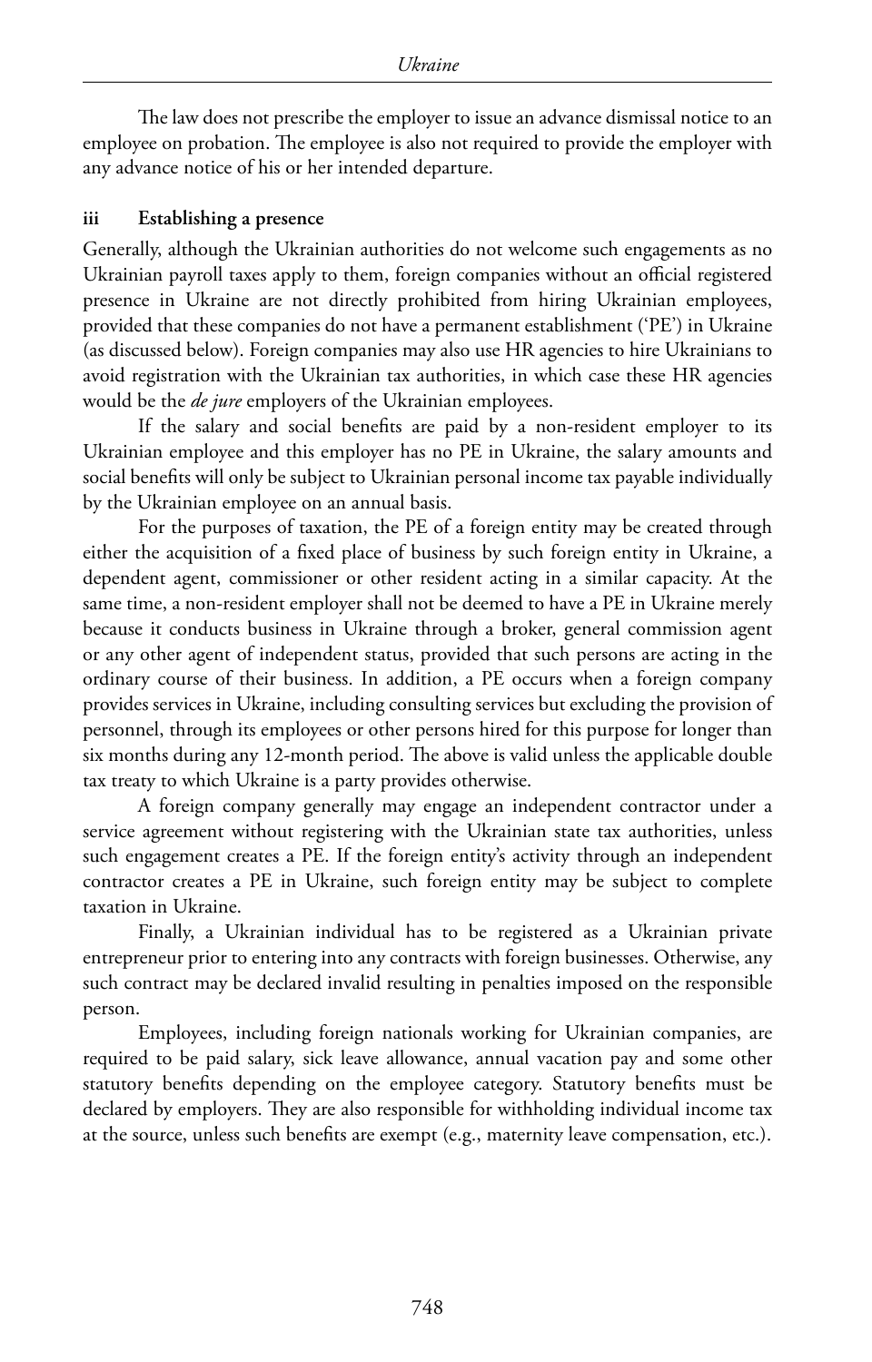The law does not prescribe the employer to issue an advance dismissal notice to an employee on probation. The employee is also not required to provide the employer with any advance notice of his or her intended departure.

### iii Establishing a presence

Generally, although the Ukrainian authorities do not welcome such engagements as no Ukrainian payroll taxes apply to them, foreign companies without an official registered presence in Ukraine are not directly prohibited from hiring Ukrainian employees, provided that these companies do not have a permanent establishment ('PE') in Ukraine (as discussed below). Foreign companies may also use HR agencies to hire Ukrainians to avoid registration with the Ukrainian tax authorities, in which case these HR agencies would be the *de jure* employers of the Ukrainian employees.

If the salary and social benefits are paid by a non-resident employer to its Ukrainian employee and this employer has no PE in Ukraine, the salary amounts and social benefits will only be subject to Ukrainian personal income tax payable individually by the Ukrainian employee on an annual basis.

For the purposes of taxation, the PE of a foreign entity may be created through either the acquisition of a fixed place of business by such foreign entity in Ukraine, a dependent agent, commissioner or other resident acting in a similar capacity. At the same time, a non-resident employer shall not be deemed to have a PE in Ukraine merely because it conducts business in Ukraine through a broker, general commission agent or any other agent of independent status, provided that such persons are acting in the ordinary course of their business. In addition, a PE occurs when a foreign company provides services in Ukraine, including consulting services but excluding the provision of personnel, through its employees or other persons hired for this purpose for longer than six months during any 12-month period. The above is valid unless the applicable double tax treaty to which Ukraine is a party provides otherwise.

A foreign company generally may engage an independent contractor under a service agreement without registering with the Ukrainian state tax authorities, unless such engagement creates a PE. If the foreign entity's activity through an independent contractor creates a PE in Ukraine, such foreign entity may be subject to complete taxation in Ukraine.

Finally, a Ukrainian individual has to be registered as a Ukrainian private entrepreneur prior to entering into any contracts with foreign businesses. Otherwise, any such contract may be declared invalid resulting in penalties imposed on the responsible person.

Employees, including foreign nationals working for Ukrainian companies, are required to be paid salary, sick leave allowance, annual vacation pay and some other statutory benefits depending on the employee category. Statutory benefits must be declared by employers. They are also responsible for withholding individual income tax at the source, unless such benefits are exempt (e.g., maternity leave compensation, etc.).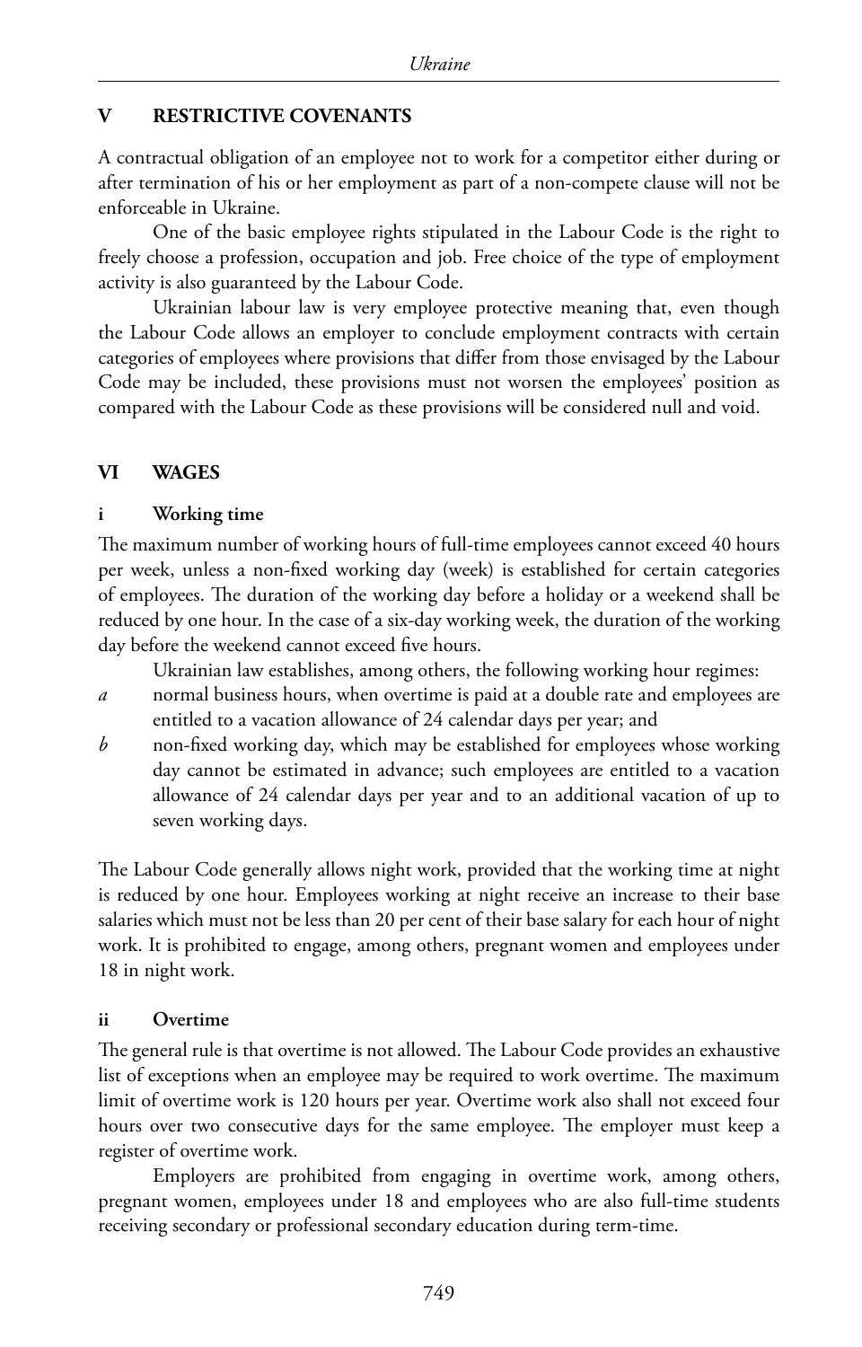## V RESTRICTIVE COVENANTS

A contractual obligation of an employee not to work for a competitor either during or after termination of his or her employment as part of a non-compete clause will not be enforceable in Ukraine.

One of the basic employee rights stipulated in the Labour Code is the right to freely choose a profession, occupation and job. Free choice of the type of employment activity is also guaranteed by the Labour Code.

Ukrainian labour law is very employee protective meaning that, even though the Labour Code allows an employer to conclude employment contracts with certain categories of employees where provisions that differ from those envisaged by the Labour Code may be included, these provisions must not worsen the employees' position as compared with the Labour Code as these provisions will be considered null and void.

## VI WAGES

### i Working time

The maximum number of working hours of full-time employees cannot exceed 40 hours per week, unless a non-fixed working day (week) is established for certain categories of employees. The duration of the working day before a holiday or a weekend shall be reduced by one hour. In the case of a six-day working week, the duration of the working day before the weekend cannot exceed five hours.

Ukrainian law establishes, among others, the following working hour regimes:

*a* normal business hours, when overtime is paid at a double rate and employees are entitled to a vacation allowance of 24 calendar days per year; and

*b* non-fixed working day, which may be established for employees whose working day cannot be estimated in advance; such employees are entitled to a vacation allowance of 24 calendar days per year and to an additional vacation of up to seven working days.

The Labour Code generally allows night work, provided that the working time at night is reduced by one hour. Employees working at night receive an increase to their base salaries which must not be less than 20 per cent of their base salary for each hour of night work. It is prohibited to engage, among others, pregnant women and employees under 18 in night work.

### ii Overtime

The general rule is that overtime is not allowed. The Labour Code provides an exhaustive list of exceptions when an employee may be required to work overtime. The maximum limit of overtime work is 120 hours per year. Overtime work also shall not exceed four hours over two consecutive days for the same employee. The employer must keep a register of overtime work.

Employers are prohibited from engaging in overtime work, among others, pregnant women, employees under 18 and employees who are also full-time students receiving secondary or professional secondary education during term-time.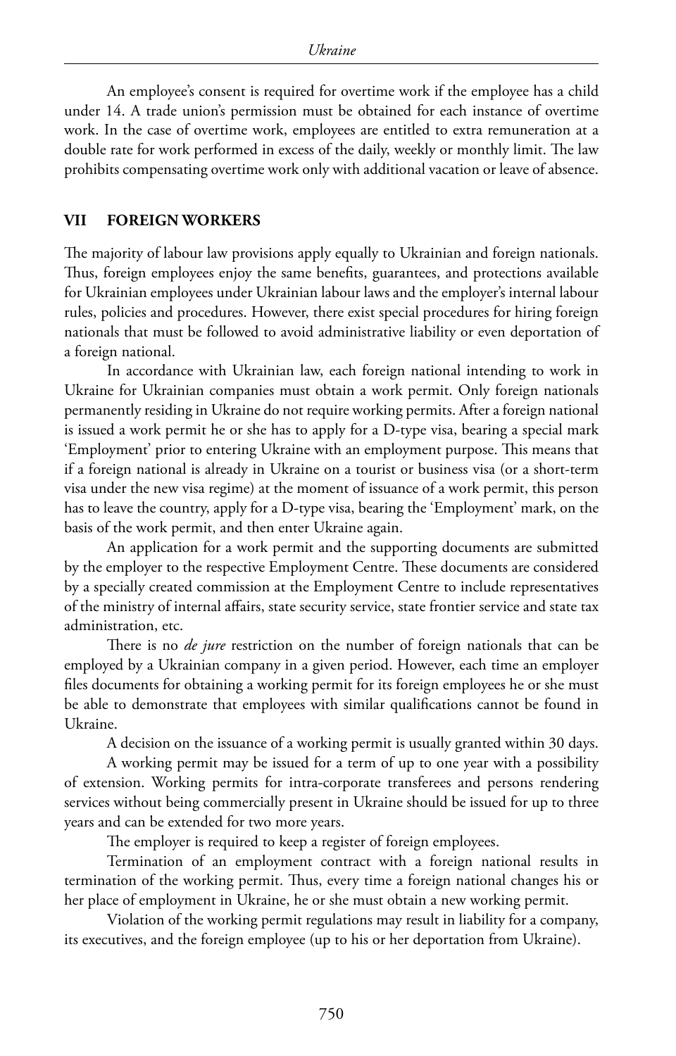An employee's consent is required for overtime work if the employee has a child under 14. A trade union's permission must be obtained for each instance of overtime work. In the case of overtime work, employees are entitled to extra remuneration at a double rate for work performed in excess of the daily, weekly or monthly limit. The law prohibits compensating overtime work only with additional vacation or leave of absence.

## VII FOREIGN WORKERS

The majority of labour law provisions apply equally to Ukrainian and foreign nationals. Thus, foreign employees enjoy the same benefits, guarantees, and protections available for Ukrainian employees under Ukrainian labour laws and the employer's internal labour rules, policies and procedures. However, there exist special procedures for hiring foreign nationals that must be followed to avoid administrative liability or even deportation of a foreign national.

In accordance with Ukrainian law, each foreign national intending to work in Ukraine for Ukrainian companies must obtain a work permit. Only foreign nationals permanently residing in Ukraine do not require working permits. After a foreign national is issued a work permit he or she has to apply for a D-type visa, bearing a special mark 'Employment' prior to entering Ukraine with an employment purpose. This means that if a foreign national is already in Ukraine on a tourist or business visa (or a short-term visa under the new visa regime) at the moment of issuance of a work permit, this person has to leave the country, apply for a D-type visa, bearing the 'Employment' mark, on the basis of the work permit, and then enter Ukraine again.

An application for a work permit and the supporting documents are submitted by the employer to the respective Employment Centre. These documents are considered by a specially created commission at the Employment Centre to include representatives of the ministry of internal affairs, state security service, state frontier service and state tax administration, etc.

There is no *de jure* restriction on the number of foreign nationals that can be employed by a Ukrainian company in a given period. However, each time an employer files documents for obtaining a working permit for its foreign employees he or she must be able to demonstrate that employees with similar qualifications cannot be found in Ukraine.

A decision on the issuance of a working permit is usually granted within 30 days.

A working permit may be issued for a term of up to one year with a possibility of extension. Working permits for intra-corporate transferees and persons rendering services without being commercially present in Ukraine should be issued for up to three years and can be extended for two more years.

The employer is required to keep a register of foreign employees.

Termination of an employment contract with a foreign national results in termination of the working permit. Thus, every time a foreign national changes his or her place of employment in Ukraine, he or she must obtain a new working permit.

Violation of the working permit regulations may result in liability for a company, its executives, and the foreign employee (up to his or her deportation from Ukraine).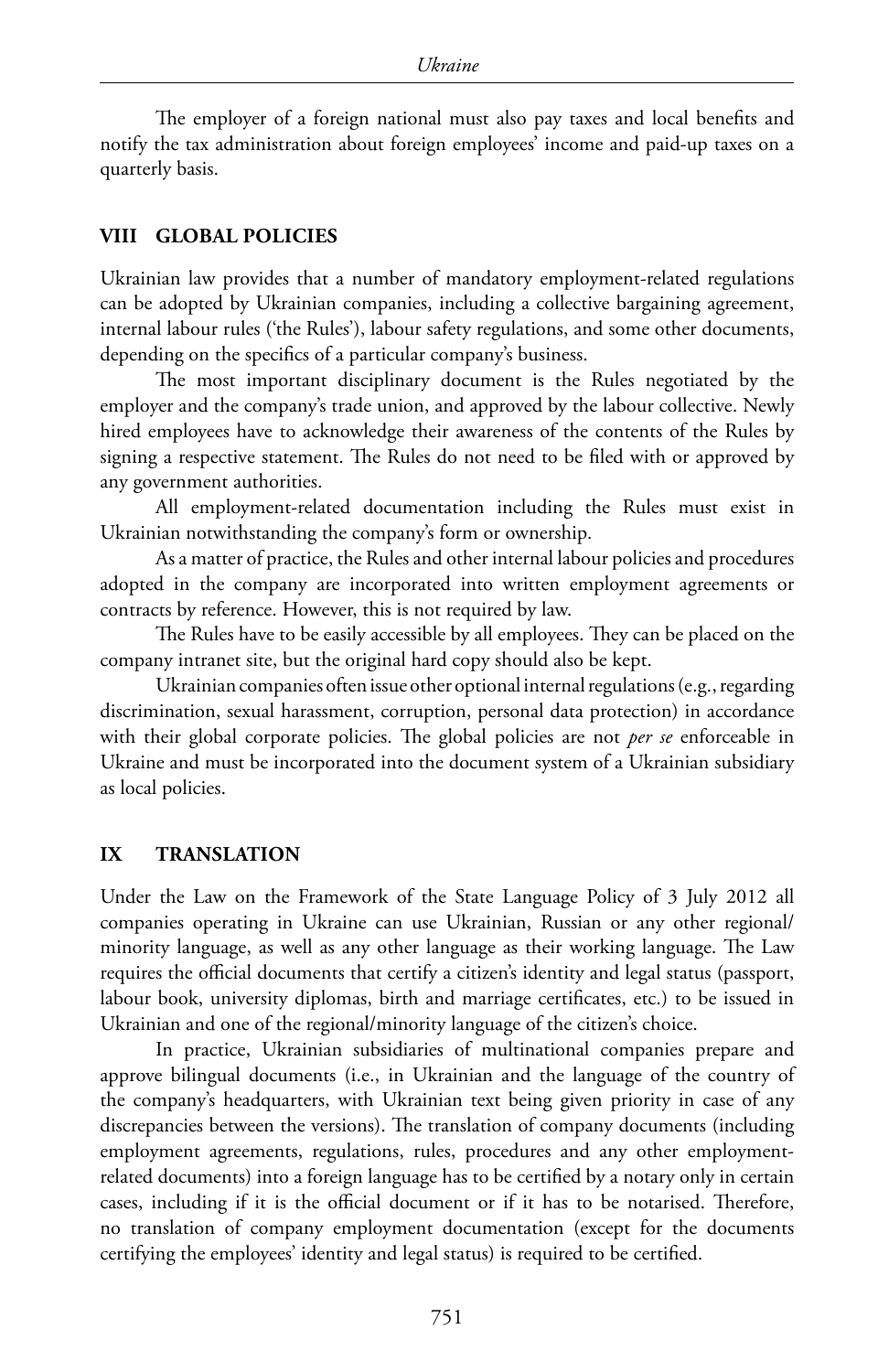The employer of a foreign national must also pay taxes and local benefits and notify the tax administration about foreign employees' income and paid-up taxes on a quarterly basis.

## VIII GLOBAL POLICIES

Ukrainian law provides that a number of mandatory employment-related regulations can be adopted by Ukrainian companies, including a collective bargaining agreement, internal labour rules ('the Rules'), labour safety regulations, and some other documents, depending on the specifics of a particular company's business.

The most important disciplinary document is the Rules negotiated by the employer and the company's trade union, and approved by the labour collective. Newly hired employees have to acknowledge their awareness of the contents of the Rules by signing a respective statement. The Rules do not need to be filed with or approved by any government authorities.

All employment-related documentation including the Rules must exist in Ukrainian notwithstanding the company's form or ownership.

As a matter of practice, the Rules and other internal labour policies and procedures adopted in the company are incorporated into written employment agreements or contracts by reference. However, this is not required by law.

The Rules have to be easily accessible by all employees. They can be placed on the company intranet site, but the original hard copy should also be kept.

Ukrainian companies often issue other optional internal regulations (e.g., regarding discrimination, sexual harassment, corruption, personal data protection) in accordance with their global corporate policies. The global policies are not *per se* enforceable in Ukraine and must be incorporated into the document system of a Ukrainian subsidiary as local policies.

## IX TRANSLATION

Under the Law on the Framework of the State Language Policy of 3 July 2012 all companies operating in Ukraine can use Ukrainian, Russian or any other regional/minority language, as well as any other language as their working language. The Law requires the official documents that certify a citizen's identity and legal status (passport, labour book, university diplomas, birth and marriage certificates, etc.) to be issued in Ukrainian and one of the regional/minority language of the citizen's choice.

In practice, Ukrainian subsidiaries of multinational companies prepare and approve bilingual documents (i.e., in Ukrainian and the language of the country of the company's headquarters, with Ukrainian text being given priority in case of any discrepancies between the versions). The translation of company documents (including employment agreements, regulations, rules, procedures and any other employment-related documents) into a foreign language has to be certified by a notary only in certain cases, including if it is the official document or if it has to be notarised. Therefore, no translation of company employment documentation (except for the documents certifying the employees' identity and legal status) is required to be certified.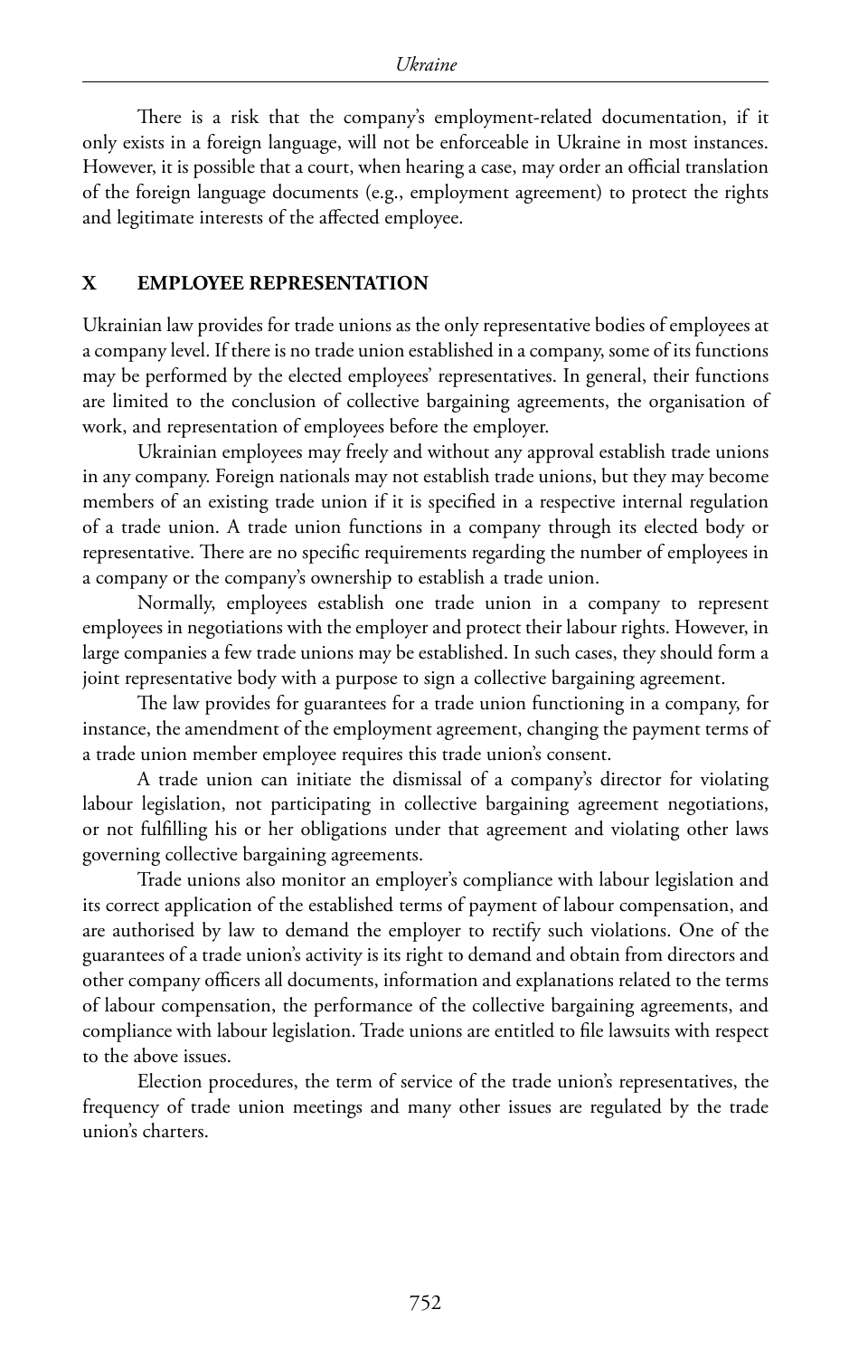There is a risk that the company's employment-related documentation, if it only exists in a foreign language, will not be enforceable in Ukraine in most instances. However, it is possible that a court, when hearing a case, may order an official translation of the foreign language documents (e.g., employment agreement) to protect the rights and legitimate interests of the affected employee.

## X EMPLOYEE REPRESENTATION

Ukrainian law provides for trade unions as the only representative bodies of employees at a company level. If there is no trade union established in a company, some of its functions may be performed by the elected employees' representatives. In general, their functions are limited to the conclusion of collective bargaining agreements, the organisation of work, and representation of employees before the employer.

Ukrainian employees may freely and without any approval establish trade unions in any company. Foreign nationals may not establish trade unions, but they may become members of an existing trade union if it is specified in a respective internal regulation of a trade union. A trade union functions in a company through its elected body or representative. There are no specific requirements regarding the number of employees in a company or the company's ownership to establish a trade union.

Normally, employees establish one trade union in a company to represent employees in negotiations with the employer and protect their labour rights. However, in large companies a few trade unions may be established. In such cases, they should form a joint representative body with a purpose to sign a collective bargaining agreement.

The law provides for guarantees for a trade union functioning in a company, for instance, the amendment of the employment agreement, changing the payment terms of a trade union member employee requires this trade union's consent.

A trade union can initiate the dismissal of a company's director for violating labour legislation, not participating in collective bargaining agreement negotiations, or not fulfilling his or her obligations under that agreement and violating other laws governing collective bargaining agreements.

Trade unions also monitor an employer's compliance with labour legislation and its correct application of the established terms of payment of labour compensation, and are authorised by law to demand the employer to rectify such violations. One of the guarantees of a trade union's activity is its right to demand and obtain from directors and other company officers all documents, information and explanations related to the terms of labour compensation, the performance of the collective bargaining agreements, and compliance with labour legislation. Trade unions are entitled to file lawsuits with respect to the above issues.

Election procedures, the term of service of the trade union's representatives, the frequency of trade union meetings and many other issues are regulated by the trade union's charters.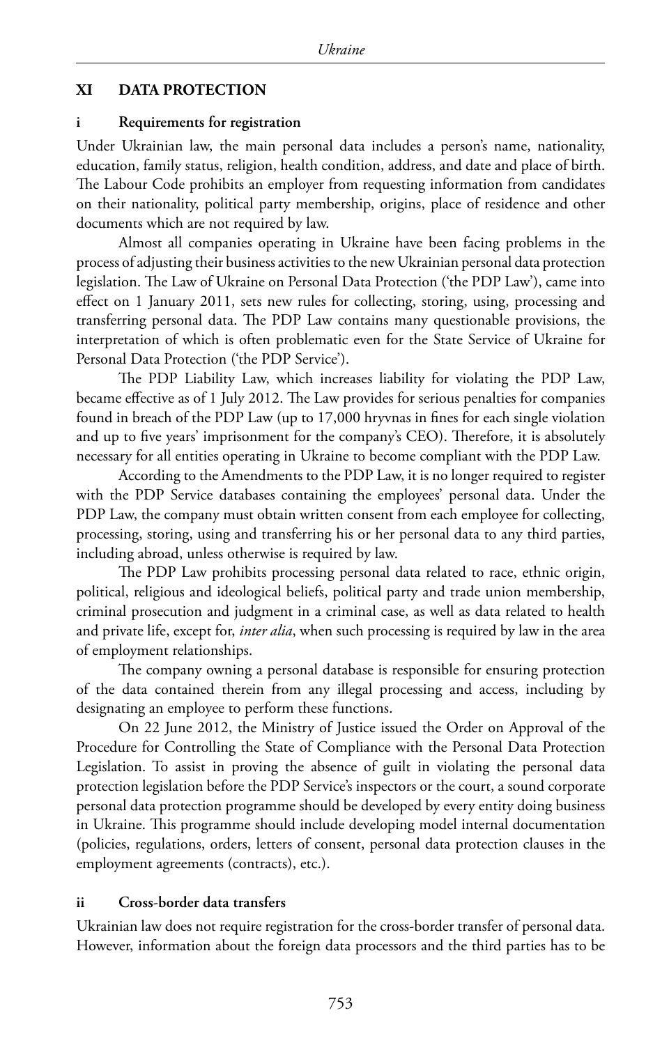## XI DATA PROTECTION

### i Requirements for registration

Under Ukrainian law, the main personal data includes a person's name, nationality, education, family status, religion, health condition, address, and date and place of birth. The Labour Code prohibits an employer from requesting information from candidates on their nationality, political party membership, origins, place of residence and other documents which are not required by law.

Almost all companies operating in Ukraine have been facing problems in the process of adjusting their business activities to the new Ukrainian personal data protection legislation. The Law of Ukraine on Personal Data Protection ('the PDP Law'), came into effect on 1 January 2011, sets new rules for collecting, storing, using, processing and transferring personal data. The PDP Law contains many questionable provisions, the interpretation of which is often problematic even for the State Service of Ukraine for Personal Data Protection ('the PDP Service').

The PDP Liability Law, which increases liability for violating the PDP Law, became effective as of 1 July 2012. The Law provides for serious penalties for companies found in breach of the PDP Law (up to 17,000 hryvnas in fines for each single violation and up to five years' imprisonment for the company's CEO). Therefore, it is absolutely necessary for all entities operating in Ukraine to become compliant with the PDP Law.

According to the Amendments to the PDP Law, it is no longer required to register with the PDP Service databases containing the employees' personal data. Under the PDP Law, the company must obtain written consent from each employee for collecting, processing, storing, using and transferring his or her personal data to any third parties, including abroad, unless otherwise is required by law.

The PDP Law prohibits processing personal data related to race, ethnic origin, political, religious and ideological beliefs, political party and trade union membership, criminal prosecution and judgment in a criminal case, as well as data related to health and private life, except for, *inter alia*, when such processing is required by law in the area of employment relationships.

The company owning a personal database is responsible for ensuring protection of the data contained therein from any illegal processing and access, including by designating an employee to perform these functions.

On 22 June 2012, the Ministry of Justice issued the Order on Approval of the Procedure for Controlling the State of Compliance with the Personal Data Protection Legislation. To assist in proving the absence of guilt in violating the personal data protection legislation before the PDP Service's inspectors or the court, a sound corporate personal data protection programme should be developed by every entity doing business in Ukraine. This programme should include developing model internal documentation (policies, regulations, orders, letters of consent, personal data protection clauses in the employment agreements (contracts), etc.).

### ii Cross-border data transfers

Ukrainian law does not require registration for the cross-border transfer of personal data. However, information about the foreign data processors and the third parties has to be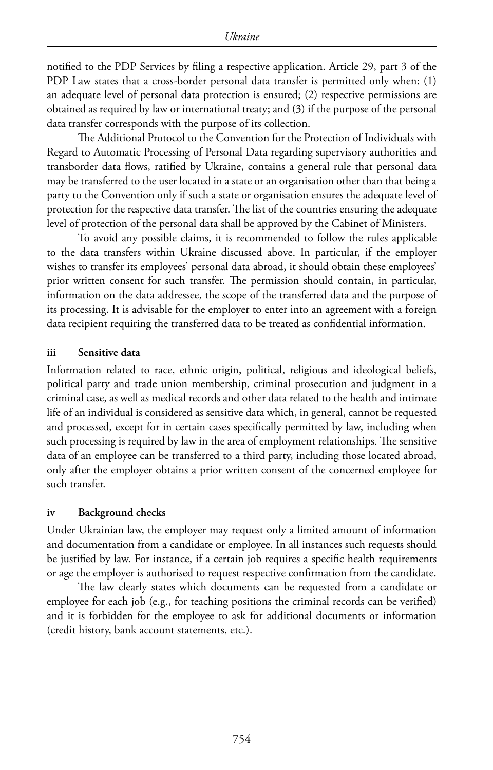notified to the PDP Services by filing a respective application. Article 29, part 3 of the PDP Law states that a cross-border personal data transfer is permitted only when: (1) an adequate level of personal data protection is ensured; (2) respective permissions are obtained as required by law or international treaty; and (3) if the purpose of the personal data transfer corresponds with the purpose of its collection.

The Additional Protocol to the Convention for the Protection of Individuals with Regard to Automatic Processing of Personal Data regarding supervisory authorities and transborder data flows, ratified by Ukraine, contains a general rule that personal data may be transferred to the user located in a state or an organisation other than that being a party to the Convention only if such a state or organisation ensures the adequate level of protection for the respective data transfer. The list of the countries ensuring the adequate level of protection of the personal data shall be approved by the Cabinet of Ministers.

To avoid any possible claims, it is recommended to follow the rules applicable to the data transfers within Ukraine discussed above. In particular, if the employer wishes to transfer its employees' personal data abroad, it should obtain these employees' prior written consent for such transfer. The permission should contain, in particular, information on the data addressee, the scope of the transferred data and the purpose of its processing. It is advisable for the employer to enter into an agreement with a foreign data recipient requiring the transferred data to be treated as confidential information.

### iii Sensitive data

Information related to race, ethnic origin, political, religious and ideological beliefs, political party and trade union membership, criminal prosecution and judgment in a criminal case, as well as medical records and other data related to the health and intimate life of an individual is considered as sensitive data which, in general, cannot be requested and processed, except for in certain cases specifically permitted by law, including when such processing is required by law in the area of employment relationships. The sensitive data of an employee can be transferred to a third party, including those located abroad, only after the employer obtains a prior written consent of the concerned employee for such transfer.

### iv Background checks

Under Ukrainian law, the employer may request only a limited amount of information and documentation from a candidate or employee. In all instances such requests should be justified by law. For instance, if a certain job requires a specific health requirements or age the employer is authorised to request respective confirmation from the candidate.

The law clearly states which documents can be requested from a candidate or employee for each job (e.g., for teaching positions the criminal records can be verified) and it is forbidden for the employee to ask for additional documents or information (credit history, bank account statements, etc.).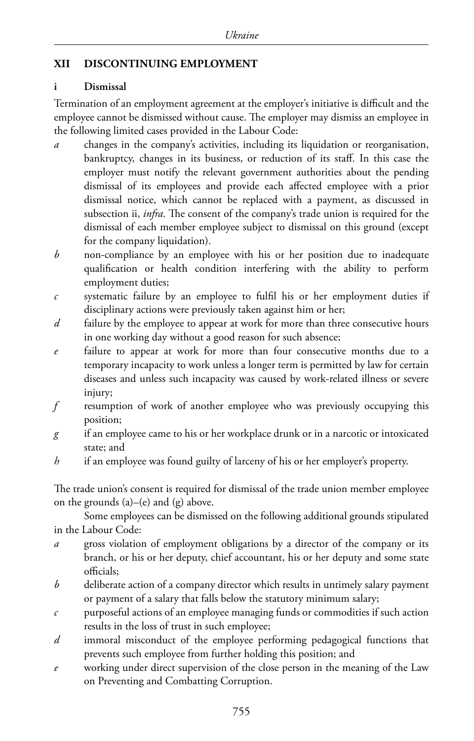## XII DISCONTINUING EMPLOYMENT

### i Dismissal

Termination of an employment agreement at the employer's initiative is difficult and the employee cannot be dismissed without cause. The employer may dismiss an employee in the following limited cases provided in the Labour Code:

*a* changes in the company's activities, including its liquidation or reorganisation, bankruptcy, changes in its business, or reduction of its staff. In this case the employer must notify the relevant government authorities about the pending dismissal of its employees and provide each affected employee with a prior dismissal notice, which cannot be replaced with a payment, as discussed in subsection ii, *infra*. The consent of the company's trade union is required for the dismissal of each member employee subject to dismissal on this ground (except for the company liquidation).

*b* non-compliance by an employee with his or her position due to inadequate qualification or health condition interfering with the ability to perform employment duties;

*c* systematic failure by an employee to fulfil his or her employment duties if disciplinary actions were previously taken against him or her;

*d* failure by the employee to appear at work for more than three consecutive hours in one working day without a good reason for such absence;

*e* failure to appear at work for more than four consecutive months due to a temporary incapacity to work unless a longer term is permitted by law for certain diseases and unless such incapacity was caused by work-related illness or severe injury;

*f* resumption of work of another employee who was previously occupying this position;

*g* if an employee came to his or her workplace drunk or in a narcotic or intoxicated state; and

*h* if an employee was found guilty of larceny of his or her employer's property.

The trade union's consent is required for dismissal of the trade union member employee on the grounds (a)–(e) and (g) above.

Some employees can be dismissed on the following additional grounds stipulated in the Labour Code:

*a* gross violation of employment obligations by a director of the company or its branch, or his or her deputy, chief accountant, his or her deputy and some state officials;

*b* deliberate action of a company director which results in untimely salary payment or payment of a salary that falls below the statutory minimum salary;

*c* purposeful actions of an employee managing funds or commodities if such action results in the loss of trust in such employee;

*d* immoral misconduct of the employee performing pedagogical functions that prevents such employee from further holding this position; and

*e* working under direct supervision of the close person in the meaning of the Law on Preventing and Combatting Corruption.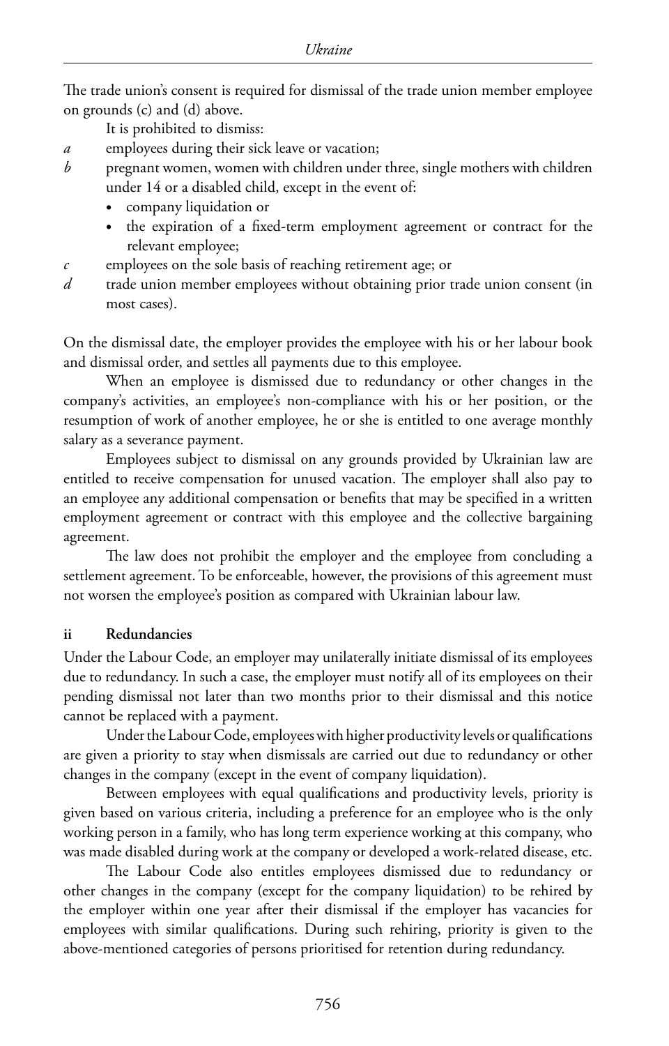The trade union's consent is required for dismissal of the trade union member employee on grounds (c) and (d) above.

It is prohibited to dismiss:

*a* employees during their sick leave or vacation;

*b* pregnant women, women with children under three, single mothers with children under 14 or a disabled child, except in the event of:
- company liquidation or
- the expiration of a fixed-term employment agreement or contract for the relevant employee;

*c* employees on the sole basis of reaching retirement age; or

*d* trade union member employees without obtaining prior trade union consent (in most cases).

On the dismissal date, the employer provides the employee with his or her labour book and dismissal order, and settles all payments due to this employee.

When an employee is dismissed due to redundancy or other changes in the company's activities, an employee's non-compliance with his or her position, or the resumption of work of another employee, he or she is entitled to one average monthly salary as a severance payment.

Employees subject to dismissal on any grounds provided by Ukrainian law are entitled to receive compensation for unused vacation. The employer shall also pay to an employee any additional compensation or benefits that may be specified in a written employment agreement or contract with this employee and the collective bargaining agreement.

The law does not prohibit the employer and the employee from concluding a settlement agreement. To be enforceable, however, the provisions of this agreement must not worsen the employee's position as compared with Ukrainian labour law.

#### ii Redundancies

Under the Labour Code, an employer may unilaterally initiate dismissal of its employees due to redundancy. In such a case, the employer must notify all of its employees on their pending dismissal not later than two months prior to their dismissal and this notice cannot be replaced with a payment.

Under the Labour Code, employees with higher productivity levels or qualifications are given a priority to stay when dismissals are carried out due to redundancy or other changes in the company (except in the event of company liquidation).

Between employees with equal qualifications and productivity levels, priority is given based on various criteria, including a preference for an employee who is the only working person in a family, who has long term experience working at this company, who was made disabled during work at the company or developed a work-related disease, etc.

The Labour Code also entitles employees dismissed due to redundancy or other changes in the company (except for the company liquidation) to be rehired by the employer within one year after their dismissal if the employer has vacancies for employees with similar qualifications. During such rehiring, priority is given to the above-mentioned categories of persons prioritised for retention during redundancy.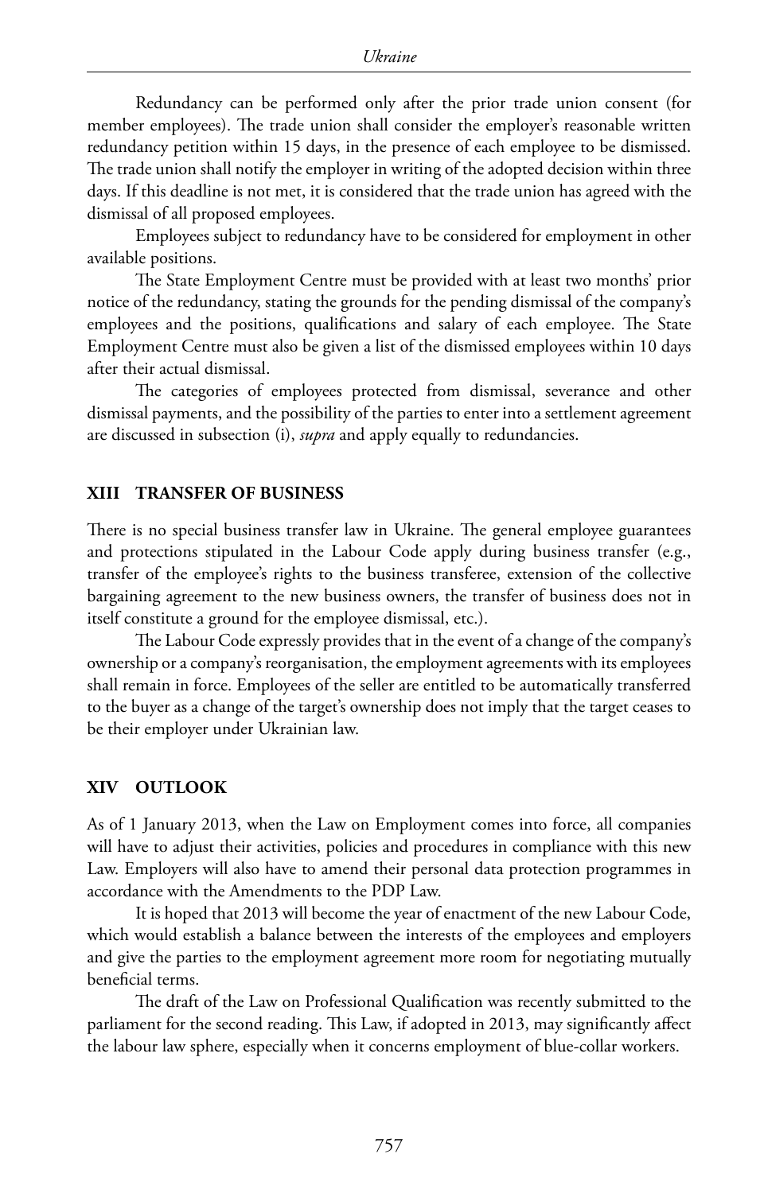Redundancy can be performed only after the prior trade union consent (for member employees). The trade union shall consider the employer's reasonable written redundancy petition within 15 days, in the presence of each employee to be dismissed. The trade union shall notify the employer in writing of the adopted decision within three days. If this deadline is not met, it is considered that the trade union has agreed with the dismissal of all proposed employees.

Employees subject to redundancy have to be considered for employment in other available positions.

The State Employment Centre must be provided with at least two months' prior notice of the redundancy, stating the grounds for the pending dismissal of the company's employees and the positions, qualifications and salary of each employee. The State Employment Centre must also be given a list of the dismissed employees within 10 days after their actual dismissal.

The categories of employees protected from dismissal, severance and other dismissal payments, and the possibility of the parties to enter into a settlement agreement are discussed in subsection (i), *supra* and apply equally to redundancies.

## XIII TRANSFER OF BUSINESS

There is no special business transfer law in Ukraine. The general employee guarantees and protections stipulated in the Labour Code apply during business transfer (e.g., transfer of the employee's rights to the business transferee, extension of the collective bargaining agreement to the new business owners, the transfer of business does not in itself constitute a ground for the employee dismissal, etc.).

The Labour Code expressly provides that in the event of a change of the company's ownership or a company's reorganisation, the employment agreements with its employees shall remain in force. Employees of the seller are entitled to be automatically transferred to the buyer as a change of the target's ownership does not imply that the target ceases to be their employer under Ukrainian law.

## XIV OUTLOOK

As of 1 January 2013, when the Law on Employment comes into force, all companies will have to adjust their activities, policies and procedures in compliance with this new Law. Employers will also have to amend their personal data protection programmes in accordance with the Amendments to the PDP Law.

It is hoped that 2013 will become the year of enactment of the new Labour Code, which would establish a balance between the interests of the employees and employers and give the parties to the employment agreement more room for negotiating mutually beneficial terms.

The draft of the Law on Professional Qualification was recently submitted to the parliament for the second reading. This Law, if adopted in 2013, may significantly affect the labour law sphere, especially when it concerns employment of blue-collar workers.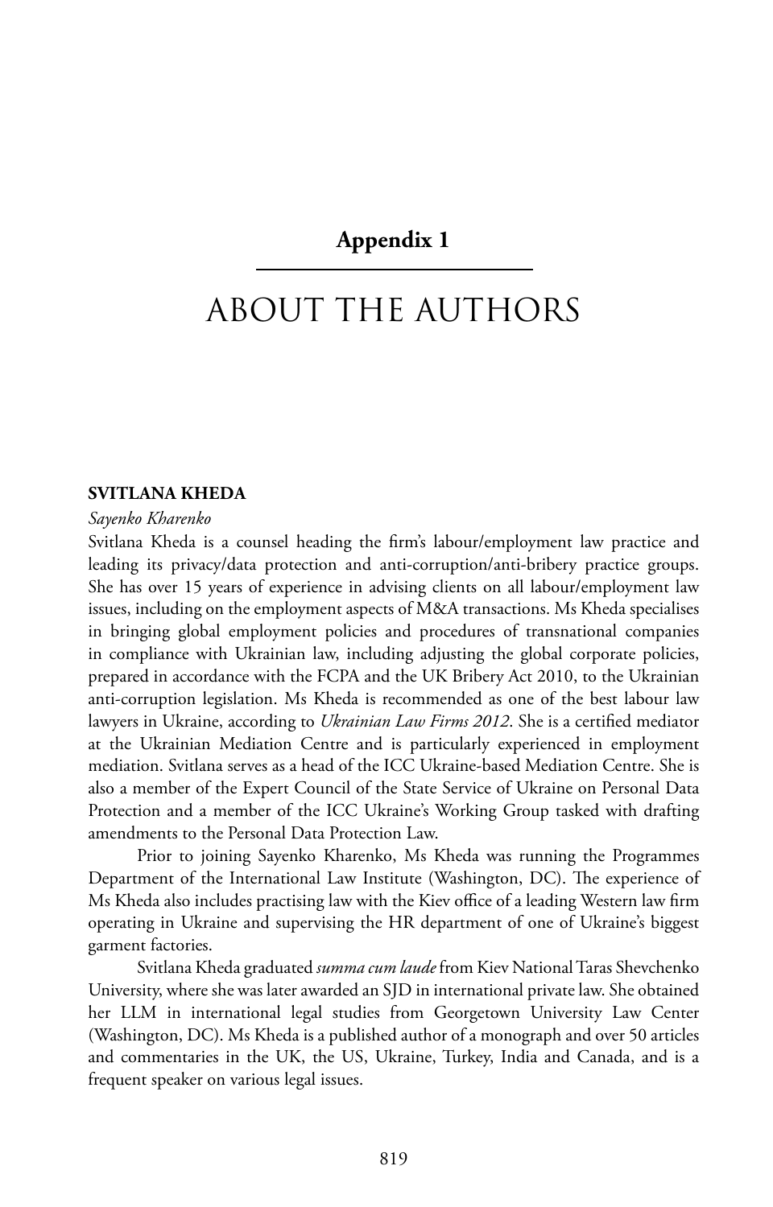# Appendix 1

# ABOUT THE AUTHORS

**SVITLANA KHEDA**

*Sayenko Kharenko*

Svitlana Kheda is a counsel heading the firm's labour/employment law practice and leading its privacy/data protection and anti-corruption/anti-bribery practice groups. She has over 15 years of experience in advising clients on all labour/employment law issues, including on the employment aspects of M&A transactions. Ms Kheda specialises in bringing global employment policies and procedures of transnational companies in compliance with Ukrainian law, including adjusting the global corporate policies, prepared in accordance with the FCPA and the UK Bribery Act 2010, to the Ukrainian anti-corruption legislation. Ms Kheda is recommended as one of the best labour law lawyers in Ukraine, according to *Ukrainian Law Firms 2012*. She is a certified mediator at the Ukrainian Mediation Centre and is particularly experienced in employment mediation. Svitlana serves as a head of the ICC Ukraine-based Mediation Centre. She is also a member of the Expert Council of the State Service of Ukraine on Personal Data Protection and a member of the ICC Ukraine's Working Group tasked with drafting amendments to the Personal Data Protection Law.

Prior to joining Sayenko Kharenko, Ms Kheda was running the Programmes Department of the International Law Institute (Washington, DC). The experience of Ms Kheda also includes practising law with the Kiev office of a leading Western law firm operating in Ukraine and supervising the HR department of one of Ukraine's biggest garment factories.

Svitlana Kheda graduated *summa cum laude* from Kiev National Taras Shevchenko University, where she was later awarded an SJD in international private law. She obtained her LLM in international legal studies from Georgetown University Law Center (Washington, DC). Ms Kheda is a published author of a monograph and over 50 articles and commentaries in the UK, the US, Ukraine, Turkey, India and Canada, and is a frequent speaker on various legal issues.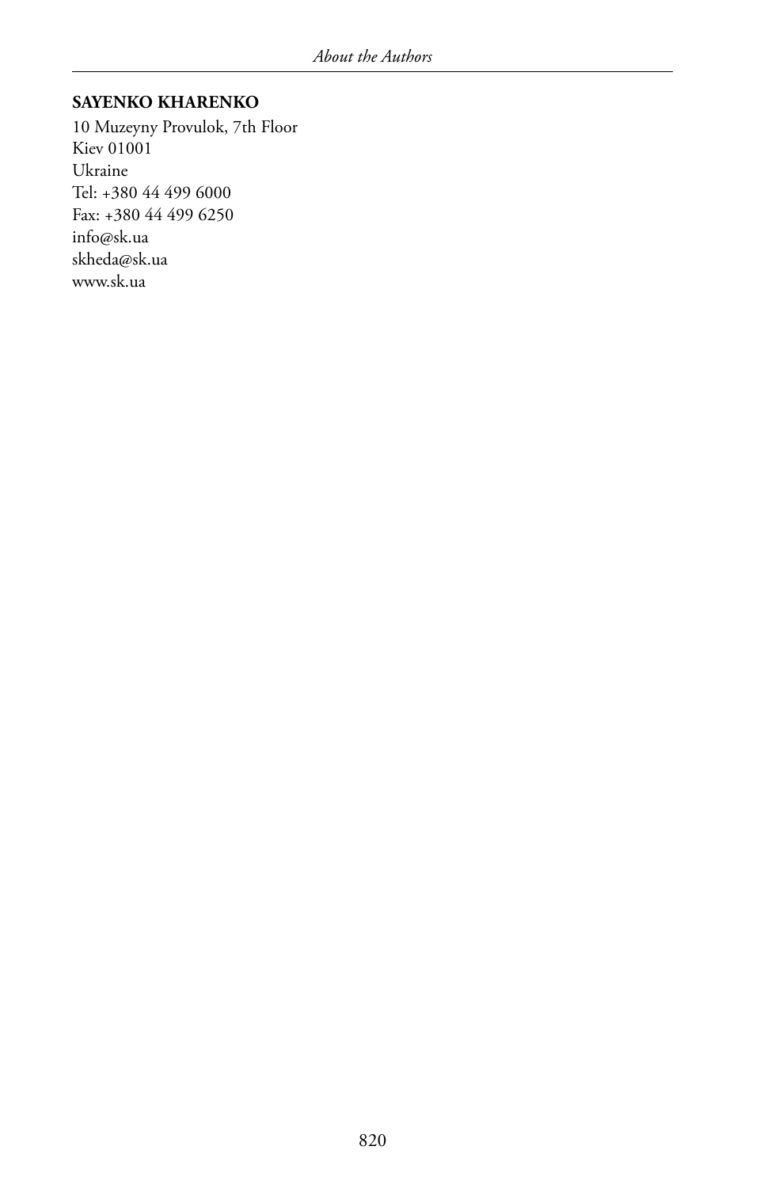**SAYENKO KHARENKO**

10 Muzeyny Provulok, 7th Floor
Kiev 01001
Ukraine
Tel: +380 44 499 6000
Fax: +380 44 499 6250
info@sk.ua
skheda@sk.ua
www.sk.ua